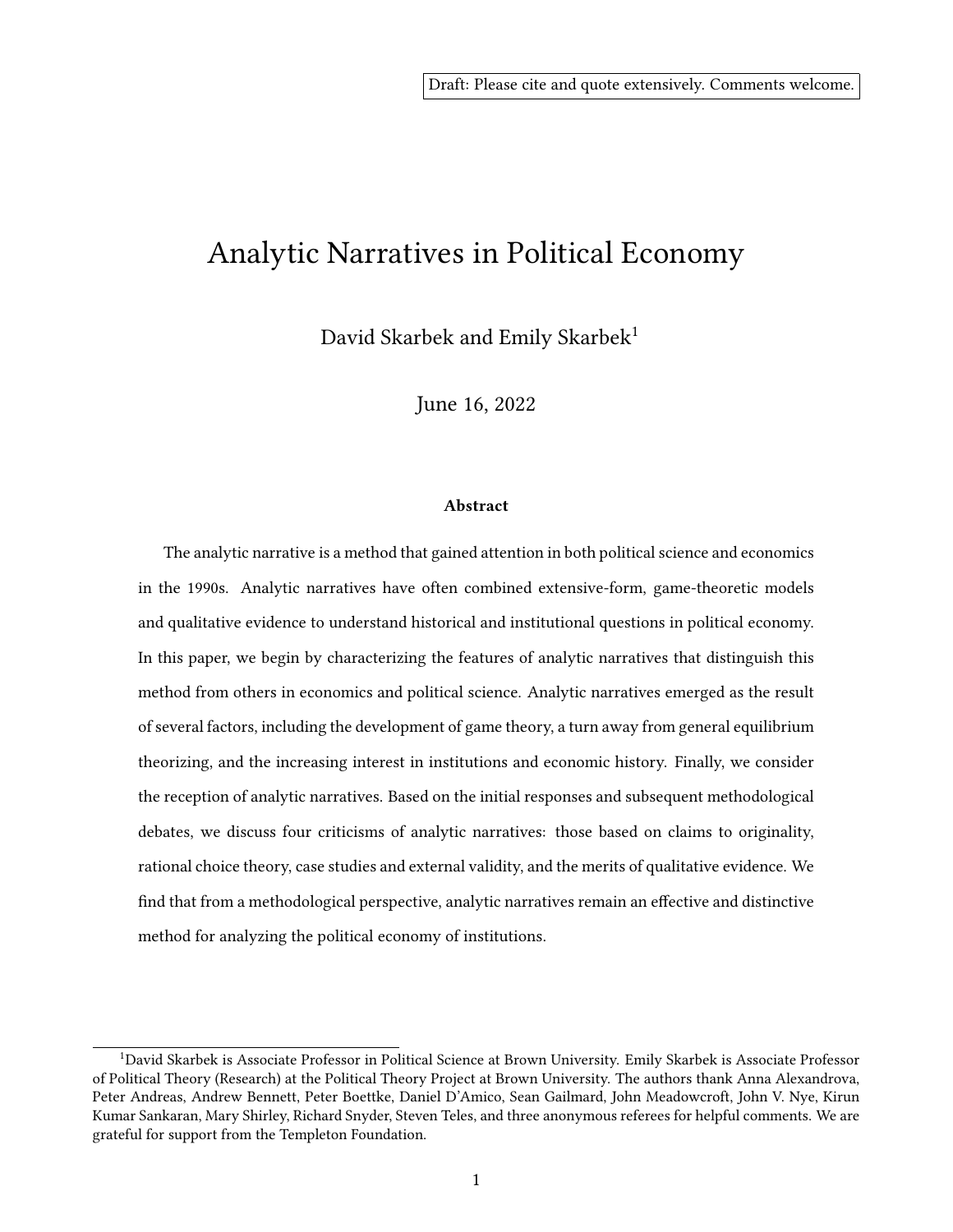Draft: Please cite and quote extensively. Comments welcome.

# Analytic Narratives in Political Economy

David Skarbek and Emily Skarbek[1]

June 16, 2022

### Abstract

The analytic narrative is a method that gained attention in both political science and economics in the 1990s. Analytic narratives have often combined extensive-form, game-theoretic models and qualitative evidence to understand historical and institutional questions in political economy. In this paper, we begin by characterizing the features of analytic narratives that distinguish this method from others in economics and political science. Analytic narratives emerged as the result of several factors, including the development of game theory, a turn away from general equilibrium theorizing, and the increasing interest in institutions and economic history. Finally, we consider the reception of analytic narratives. Based on the initial responses and subsequent methodological debates, we discuss four criticisms of analytic narratives: those based on claims to originality, rational choice theory, case studies and external validity, and the merits of qualitative evidence. We find that from a methodological perspective, analytic narratives remain an effective and distinctive method for analyzing the political economy of institutions.

[1] David Skarbek is Associate Professor in Political Science at Brown University. Emily Skarbek is Associate Professor of Political Theory (Research) at the Political Theory Project at Brown University. The authors thank Anna Alexandrova, Peter Andreas, Andrew Bennett, Peter Boettke, Daniel D'Amico, Sean Gailmard, John Meadowcroft, John V. Nye, Kirun Kumar Sankaran, Mary Shirley, Richard Snyder, Steven Teles, and three anonymous referees for helpful comments. We are grateful for support from the Templeton Foundation.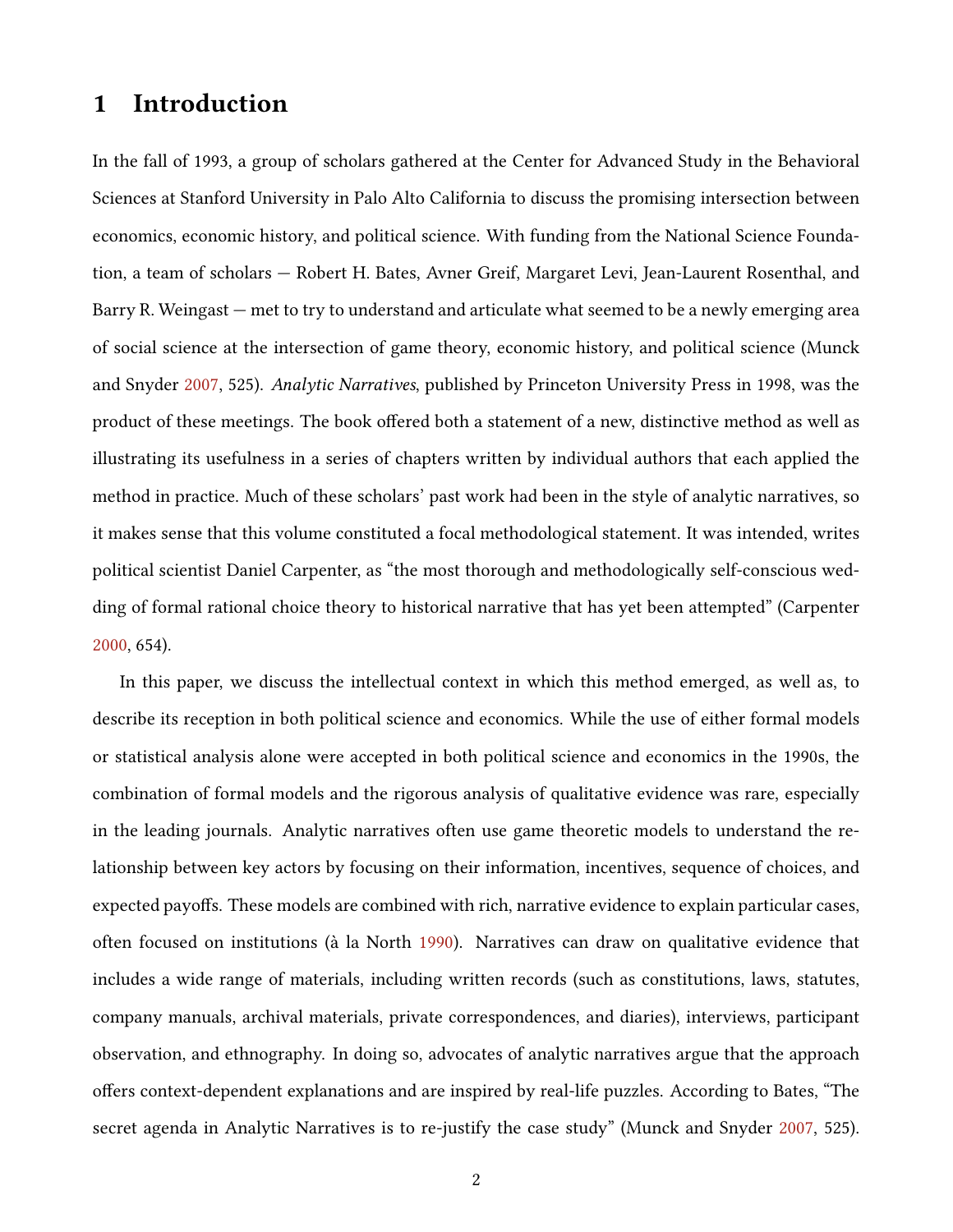# 1 Introduction

In the fall of 1993, a group of scholars gathered at the Center for Advanced Study in the Behavioral Sciences at Stanford University in Palo Alto California to discuss the promising intersection between economics, economic history, and political science. With funding from the National Science Foundation, a team of scholars — Robert H. Bates, Avner Greif, Margaret Levi, Jean-Laurent Rosenthal, and Barry R. Weingast — met to try to understand and articulate what seemed to be a newly emerging area of social science at the intersection of game theory, economic history, and political science (Munck and Snyder 2007, 525). *Analytic Narratives*, published by Princeton University Press in 1998, was the product of these meetings. The book offered both a statement of a new, distinctive method as well as illustrating its usefulness in a series of chapters written by individual authors that each applied the method in practice. Much of these scholars' past work had been in the style of analytic narratives, so it makes sense that this volume constituted a focal methodological statement. It was intended, writes political scientist Daniel Carpenter, as "the most thorough and methodologically self-conscious wedding of formal rational choice theory to historical narrative that has yet been attempted" (Carpenter 2000, 654).

In this paper, we discuss the intellectual context in which this method emerged, as well as, to describe its reception in both political science and economics. While the use of either formal models or statistical analysis alone were accepted in both political science and economics in the 1990s, the combination of formal models and the rigorous analysis of qualitative evidence was rare, especially in the leading journals. Analytic narratives often use game theoretic models to understand the relationship between key actors by focusing on their information, incentives, sequence of choices, and expected payoffs. These models are combined with rich, narrative evidence to explain particular cases, often focused on institutions (à la North 1990). Narratives can draw on qualitative evidence that includes a wide range of materials, including written records (such as constitutions, laws, statutes, company manuals, archival materials, private correspondences, and diaries), interviews, participant observation, and ethnography. In doing so, advocates of analytic narratives argue that the approach offers context-dependent explanations and are inspired by real-life puzzles. According to Bates, "The secret agenda in Analytic Narratives is to re-justify the case study" (Munck and Snyder 2007, 525).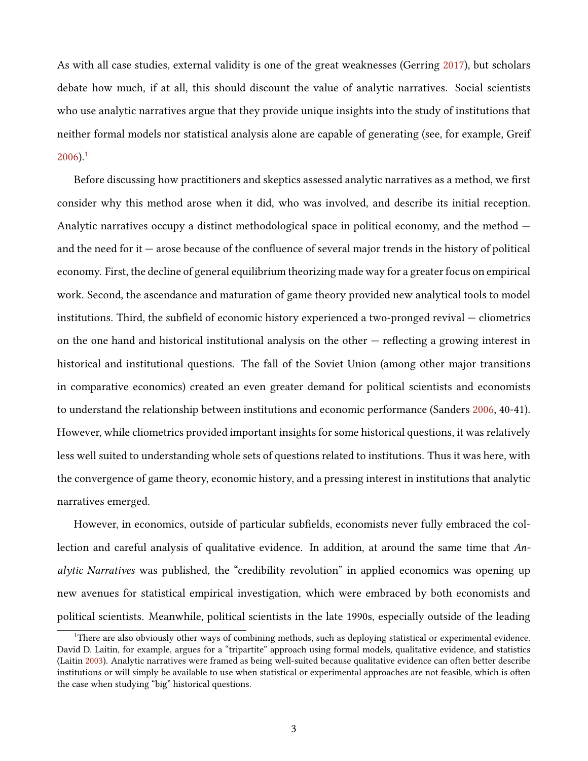As with all case studies, external validity is one of the great weaknesses (Gerring 2017), but scholars debate how much, if at all, this should discount the value of analytic narratives. Social scientists who use analytic narratives argue that they provide unique insights into the study of institutions that neither formal models nor statistical analysis alone are capable of generating (see, for example, Greif 2006).[1]

Before discussing how practitioners and skeptics assessed analytic narratives as a method, we first consider why this method arose when it did, who was involved, and describe its initial reception. Analytic narratives occupy a distinct methodological space in political economy, and the method — and the need for it — arose because of the confluence of several major trends in the history of political economy. First, the decline of general equilibrium theorizing made way for a greater focus on empirical work. Second, the ascendance and maturation of game theory provided new analytical tools to model institutions. Third, the subfield of economic history experienced a two-pronged revival — cliometrics on the one hand and historical institutional analysis on the other — reflecting a growing interest in historical and institutional questions. The fall of the Soviet Union (among other major transitions in comparative economics) created an even greater demand for political scientists and economists to understand the relationship between institutions and economic performance (Sanders 2006, 40-41). However, while cliometrics provided important insights for some historical questions, it was relatively less well suited to understanding whole sets of questions related to institutions. Thus it was here, with the convergence of game theory, economic history, and a pressing interest in institutions that analytic narratives emerged.

However, in economics, outside of particular subfields, economists never fully embraced the collection and careful analysis of qualitative evidence. In addition, at around the same time that *Analytic Narratives* was published, the "credibility revolution" in applied economics was opening up new avenues for statistical empirical investigation, which were embraced by both economists and political scientists. Meanwhile, political scientists in the late 1990s, especially outside of the leading

[1] There are also obviously other ways of combining methods, such as deploying statistical or experimental evidence. David D. Laitin, for example, argues for a "tripartite" approach using formal models, qualitative evidence, and statistics (Laitin 2003). Analytic narratives were framed as being well-suited because qualitative evidence can often better describe institutions or will simply be available to use when statistical or experimental approaches are not feasible, which is often the case when studying "big" historical questions.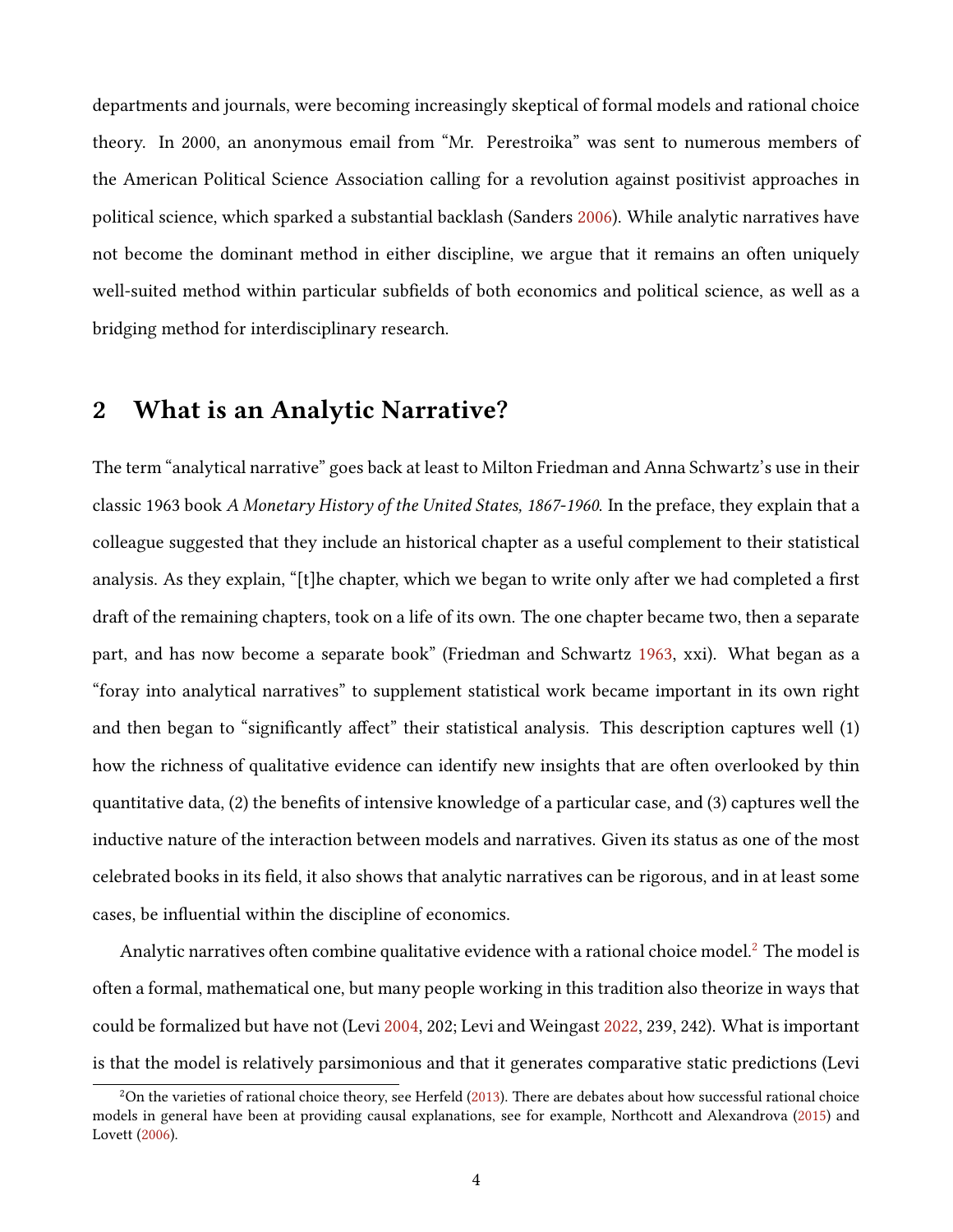departments and journals, were becoming increasingly skeptical of formal models and rational choice theory. In 2000, an anonymous email from "Mr. Perestroika" was sent to numerous members of the American Political Science Association calling for a revolution against positivist approaches in political science, which sparked a substantial backlash (Sanders 2006). While analytic narratives have not become the dominant method in either discipline, we argue that it remains an often uniquely well-suited method within particular subfields of both economics and political science, as well as a bridging method for interdisciplinary research.

## 2 What is an Analytic Narrative?

The term "analytical narrative" goes back at least to Milton Friedman and Anna Schwartz's use in their classic 1963 book *A Monetary History of the United States, 1867-1960*. In the preface, they explain that a colleague suggested that they include an historical chapter as a useful complement to their statistical analysis. As they explain, "[t]he chapter, which we began to write only after we had completed a first draft of the remaining chapters, took on a life of its own. The one chapter became two, then a separate part, and has now become a separate book" (Friedman and Schwartz 1963, xxi). What began as a "foray into analytical narratives" to supplement statistical work became important in its own right and then began to "significantly affect" their statistical analysis. This description captures well (1) how the richness of qualitative evidence can identify new insights that are often overlooked by thin quantitative data, (2) the benefits of intensive knowledge of a particular case, and (3) captures well the inductive nature of the interaction between models and narratives. Given its status as one of the most celebrated books in its field, it also shows that analytic narratives can be rigorous, and in at least some cases, be influential within the discipline of economics.

Analytic narratives often combine qualitative evidence with a rational choice model.[2] The model is often a formal, mathematical one, but many people working in this tradition also theorize in ways that could be formalized but have not (Levi 2004, 202; Levi and Weingast 2022, 239, 242). What is important is that the model is relatively parsimonious and that it generates comparative static predictions (Levi

[2] On the varieties of rational choice theory, see Herfeld (2013). There are debates about how successful rational choice models in general have been at providing causal explanations, see for example, Northcott and Alexandrova (2015) and Lovett (2006).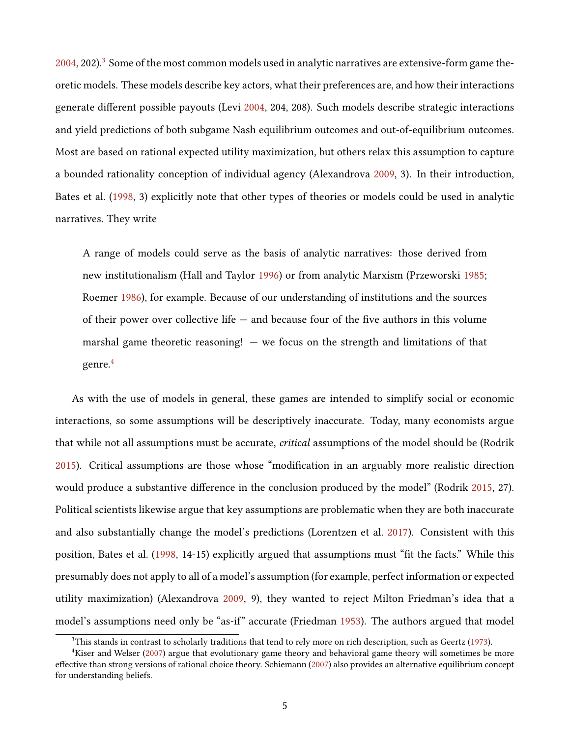2004, 202).[3] Some of the most common models used in analytic narratives are extensive-form game theoretic models. These models describe key actors, what their preferences are, and how their interactions generate different possible payouts (Levi 2004, 204, 208). Such models describe strategic interactions and yield predictions of both subgame Nash equilibrium outcomes and out-of-equilibrium outcomes. Most are based on rational expected utility maximization, but others relax this assumption to capture a bounded rationality conception of individual agency (Alexandrova 2009, 3). In their introduction, Bates et al. (1998, 3) explicitly note that other types of theories or models could be used in analytic narratives. They write

> A range of models could serve as the basis of analytic narratives: those derived from new institutionalism (Hall and Taylor 1996) or from analytic Marxism (Przeworski 1985; Roemer 1986), for example. Because of our understanding of institutions and the sources of their power over collective life — and because four of the five authors in this volume marshal game theoretic reasoning! — we focus on the strength and limitations of that genre.[4]

As with the use of models in general, these games are intended to simplify social or economic interactions, so some assumptions will be descriptively inaccurate. Today, many economists argue that while not all assumptions must be accurate, *critical* assumptions of the model should be (Rodrik 2015). Critical assumptions are those whose "modification in an arguably more realistic direction would produce a substantive difference in the conclusion produced by the model" (Rodrik 2015, 27). Political scientists likewise argue that key assumptions are problematic when they are both inaccurate and also substantially change the model's predictions (Lorentzen et al. 2017). Consistent with this position, Bates et al. (1998, 14-15) explicitly argued that assumptions must "fit the facts." While this presumably does not apply to all of a model's assumption (for example, perfect information or expected utility maximization) (Alexandrova 2009, 9), they wanted to reject Milton Friedman's idea that a model's assumptions need only be "as-if" accurate (Friedman 1953). The authors argued that model

[3] This stands in contrast to scholarly traditions that tend to rely more on rich description, such as Geertz (1973).

[4] Kiser and Welser (2007) argue that evolutionary game theory and behavioral game theory will sometimes be more effective than strong versions of rational choice theory. Schiemann (2007) also provides an alternative equilibrium concept for understanding beliefs.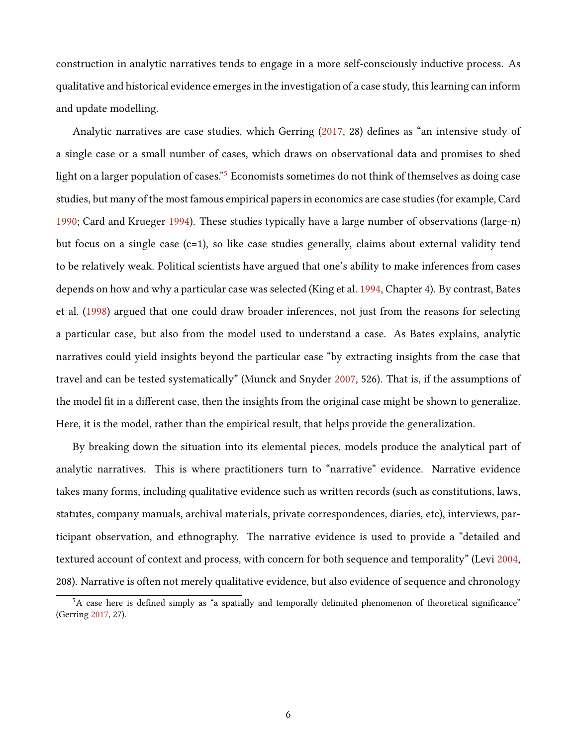construction in analytic narratives tends to engage in a more self-consciously inductive process. As qualitative and historical evidence emerges in the investigation of a case study, this learning can inform and update modelling.

Analytic narratives are case studies, which Gerring (2017, 28) defines as "an intensive study of a single case or a small number of cases, which draws on observational data and promises to shed light on a larger population of cases."[5] Economists sometimes do not think of themselves as doing case studies, but many of the most famous empirical papers in economics are case studies (for example, Card 1990; Card and Krueger 1994). These studies typically have a large number of observations (large-n) but focus on a single case (c=1), so like case studies generally, claims about external validity tend to be relatively weak. Political scientists have argued that one's ability to make inferences from cases depends on how and why a particular case was selected (King et al. 1994, Chapter 4). By contrast, Bates et al. (1998) argued that one could draw broader inferences, not just from the reasons for selecting a particular case, but also from the model used to understand a case. As Bates explains, analytic narratives could yield insights beyond the particular case "by extracting insights from the case that travel and can be tested systematically" (Munck and Snyder 2007, 526). That is, if the assumptions of the model fit in a different case, then the insights from the original case might be shown to generalize. Here, it is the model, rather than the empirical result, that helps provide the generalization.

By breaking down the situation into its elemental pieces, models produce the analytical part of analytic narratives. This is where practitioners turn to "narrative" evidence. Narrative evidence takes many forms, including qualitative evidence such as written records (such as constitutions, laws, statutes, company manuals, archival materials, private correspondences, diaries, etc), interviews, participant observation, and ethnography. The narrative evidence is used to provide a "detailed and textured account of context and process, with concern for both sequence and temporality" (Levi 2004, 208). Narrative is often not merely qualitative evidence, but also evidence of sequence and chronology

[5] A case here is defined simply as "a spatially and temporally delimited phenomenon of theoretical significance" (Gerring 2017, 27).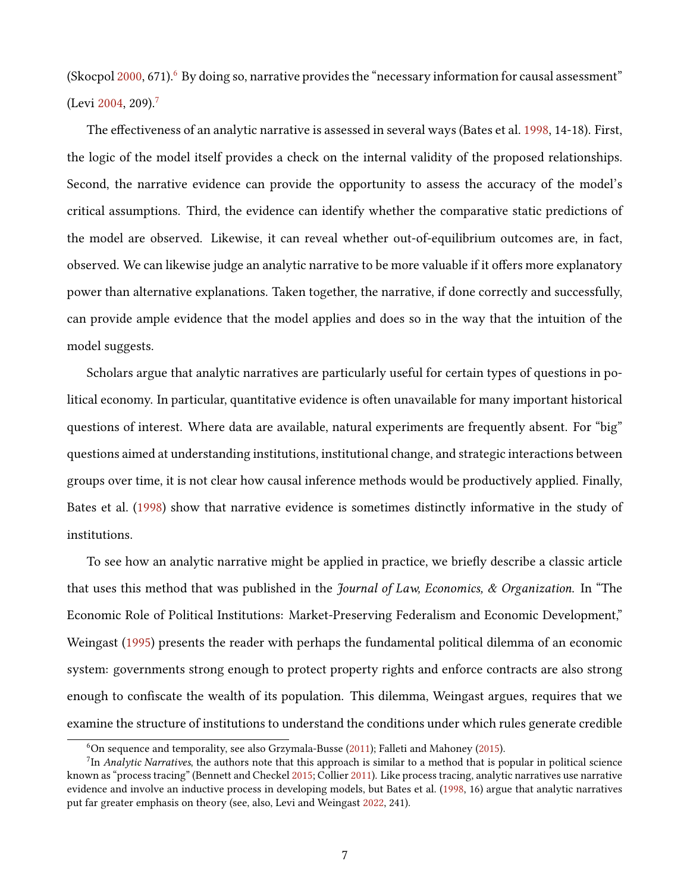(Skocpol 2000, 671).[6] By doing so, narrative provides the "necessary information for causal assessment" (Levi 2004, 209).[7]

The effectiveness of an analytic narrative is assessed in several ways (Bates et al. 1998, 14-18). First, the logic of the model itself provides a check on the internal validity of the proposed relationships. Second, the narrative evidence can provide the opportunity to assess the accuracy of the model's critical assumptions. Third, the evidence can identify whether the comparative static predictions of the model are observed. Likewise, it can reveal whether out-of-equilibrium outcomes are, in fact, observed. We can likewise judge an analytic narrative to be more valuable if it offers more explanatory power than alternative explanations. Taken together, the narrative, if done correctly and successfully, can provide ample evidence that the model applies and does so in the way that the intuition of the model suggests.

Scholars argue that analytic narratives are particularly useful for certain types of questions in political economy. In particular, quantitative evidence is often unavailable for many important historical questions of interest. Where data are available, natural experiments are frequently absent. For "big" questions aimed at understanding institutions, institutional change, and strategic interactions between groups over time, it is not clear how causal inference methods would be productively applied. Finally, Bates et al. (1998) show that narrative evidence is sometimes distinctly informative in the study of institutions.

To see how an analytic narrative might be applied in practice, we briefly describe a classic article that uses this method that was published in the *Journal of Law, Economics, & Organization*. In "The Economic Role of Political Institutions: Market-Preserving Federalism and Economic Development," Weingast (1995) presents the reader with perhaps the fundamental political dilemma of an economic system: governments strong enough to protect property rights and enforce contracts are also strong enough to confiscate the wealth of its population. This dilemma, Weingast argues, requires that we examine the structure of institutions to understand the conditions under which rules generate credible

[6] On sequence and temporality, see also Grzymala-Busse (2011); Falleti and Mahoney (2015).

[7] In *Analytic Narratives*, the authors note that this approach is similar to a method that is popular in political science known as "process tracing" (Bennett and Checkel 2015; Collier 2011). Like process tracing, analytic narratives use narrative evidence and involve an inductive process in developing models, but Bates et al. (1998, 16) argue that analytic narratives put far greater emphasis on theory (see, also, Levi and Weingast 2022, 241).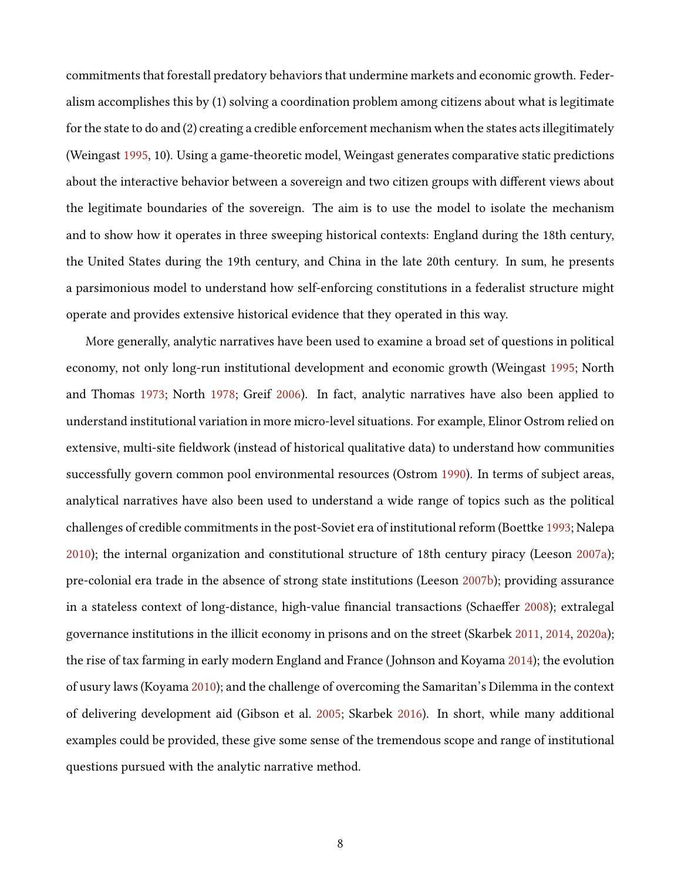commitments that forestall predatory behaviors that undermine markets and economic growth. Federalism accomplishes this by (1) solving a coordination problem among citizens about what is legitimate for the state to do and (2) creating a credible enforcement mechanism when the states acts illegitimately (Weingast 1995, 10). Using a game-theoretic model, Weingast generates comparative static predictions about the interactive behavior between a sovereign and two citizen groups with different views about the legitimate boundaries of the sovereign. The aim is to use the model to isolate the mechanism and to show how it operates in three sweeping historical contexts: England during the 18th century, the United States during the 19th century, and China in the late 20th century. In sum, he presents a parsimonious model to understand how self-enforcing constitutions in a federalist structure might operate and provides extensive historical evidence that they operated in this way.

More generally, analytic narratives have been used to examine a broad set of questions in political economy, not only long-run institutional development and economic growth (Weingast 1995; North and Thomas 1973; North 1978; Greif 2006). In fact, analytic narratives have also been applied to understand institutional variation in more micro-level situations. For example, Elinor Ostrom relied on extensive, multi-site fieldwork (instead of historical qualitative data) to understand how communities successfully govern common pool environmental resources (Ostrom 1990). In terms of subject areas, analytical narratives have also been used to understand a wide range of topics such as the political challenges of credible commitments in the post-Soviet era of institutional reform (Boettke 1993; Nalepa 2010); the internal organization and constitutional structure of 18th century piracy (Leeson 2007a); pre-colonial era trade in the absence of strong state institutions (Leeson 2007b); providing assurance in a stateless context of long-distance, high-value financial transactions (Schaeffer 2008); extralegal governance institutions in the illicit economy in prisons and on the street (Skarbek 2011, 2014, 2020a); the rise of tax farming in early modern England and France (Johnson and Koyama 2014); the evolution of usury laws (Koyama 2010); and the challenge of overcoming the Samaritan's Dilemma in the context of delivering development aid (Gibson et al. 2005; Skarbek 2016). In short, while many additional examples could be provided, these give some sense of the tremendous scope and range of institutional questions pursued with the analytic narrative method.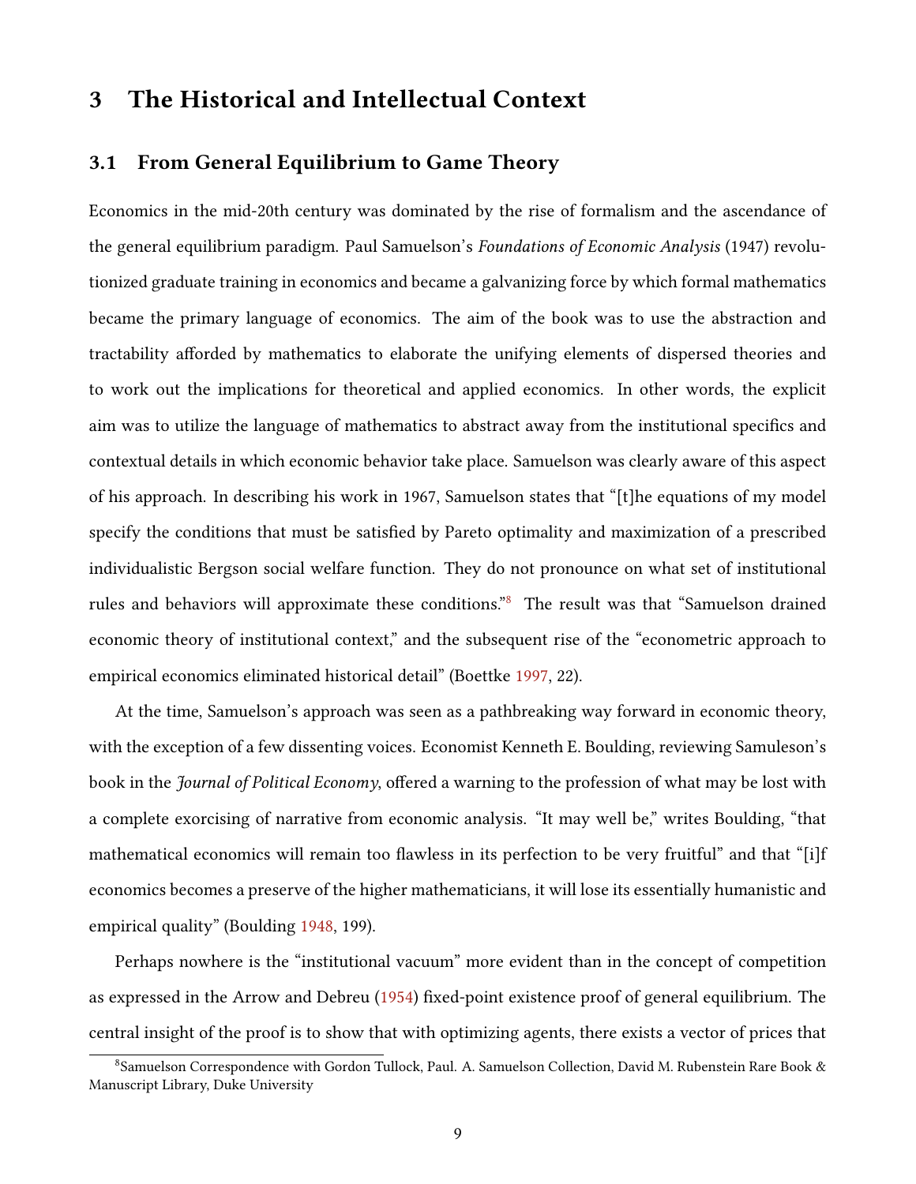# 3 The Historical and Intellectual Context

## 3.1 From General Equilibrium to Game Theory

Economics in the mid-20th century was dominated by the rise of formalism and the ascendance of the general equilibrium paradigm. Paul Samuelson's *Foundations of Economic Analysis* (1947) revolutionized graduate training in economics and became a galvanizing force by which formal mathematics became the primary language of economics. The aim of the book was to use the abstraction and tractability afforded by mathematics to elaborate the unifying elements of dispersed theories and to work out the implications for theoretical and applied economics. In other words, the explicit aim was to utilize the language of mathematics to abstract away from the institutional specifics and contextual details in which economic behavior take place. Samuelson was clearly aware of this aspect of his approach. In describing his work in 1967, Samuelson states that "[t]he equations of my model specify the conditions that must be satisfied by Pareto optimality and maximization of a prescribed individualistic Bergson social welfare function. They do not pronounce on what set of institutional rules and behaviors will approximate these conditions."[8] The result was that "Samuelson drained economic theory of institutional context," and the subsequent rise of the "econometric approach to empirical economics eliminated historical detail" (Boettke 1997, 22).

At the time, Samuelson's approach was seen as a pathbreaking way forward in economic theory, with the exception of a few dissenting voices. Economist Kenneth E. Boulding, reviewing Samuleson's book in the *Journal of Political Economy*, offered a warning to the profession of what may be lost with a complete exorcising of narrative from economic analysis. "It may well be," writes Boulding, "that mathematical economics will remain too flawless in its perfection to be very fruitful" and that "[i]f economics becomes a preserve of the higher mathematicians, it will lose its essentially humanistic and empirical quality" (Boulding 1948, 199).

Perhaps nowhere is the "institutional vacuum" more evident than in the concept of competition as expressed in the Arrow and Debreu (1954) fixed-point existence proof of general equilibrium. The central insight of the proof is to show that with optimizing agents, there exists a vector of prices that

[8] Samuelson Correspondence with Gordon Tullock, Paul. A. Samuelson Collection, David M. Rubenstein Rare Book & Manuscript Library, Duke University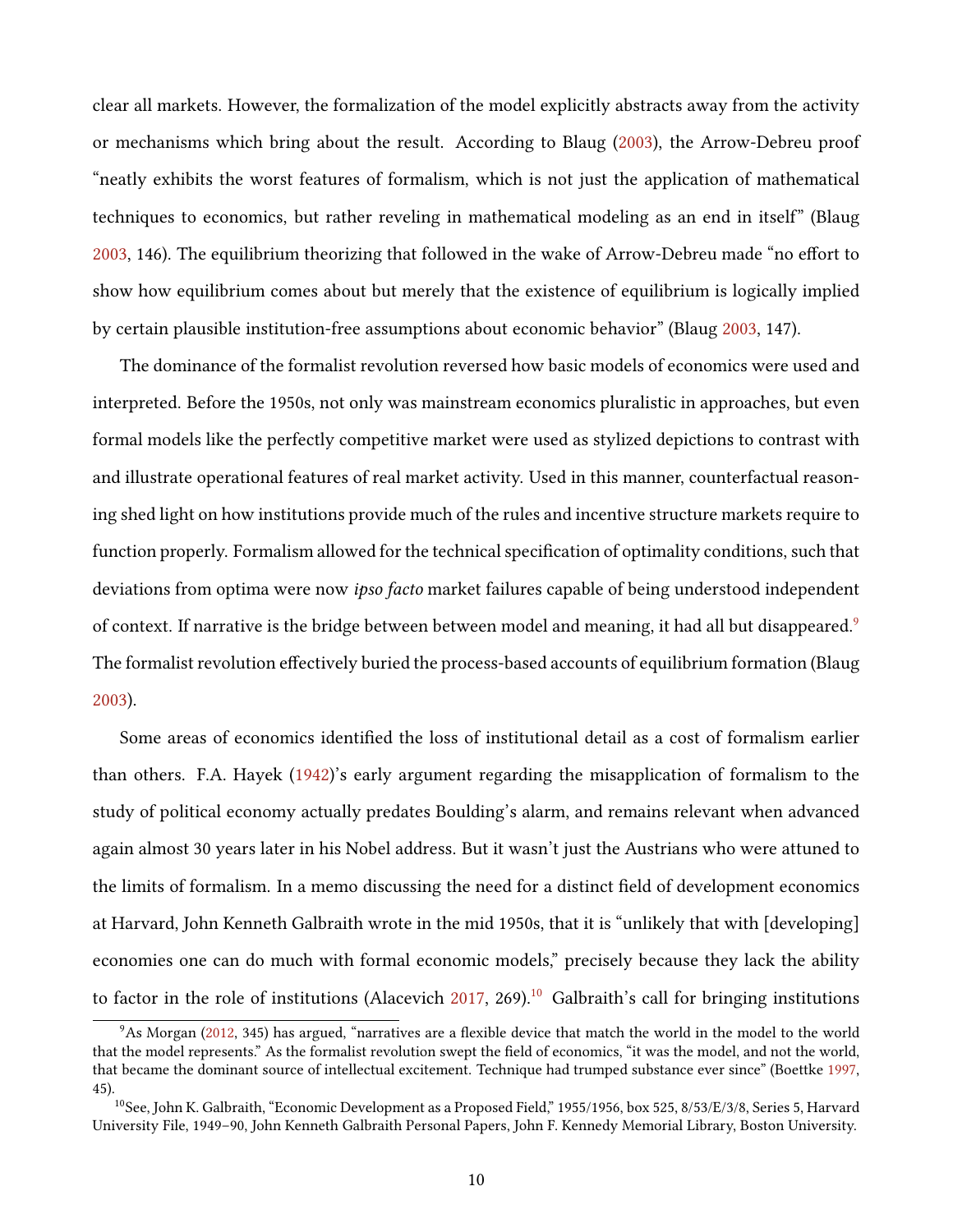clear all markets. However, the formalization of the model explicitly abstracts away from the activity or mechanisms which bring about the result. According to Blaug (2003), the Arrow-Debreu proof "neatly exhibits the worst features of formalism, which is not just the application of mathematical techniques to economics, but rather reveling in mathematical modeling as an end in itself" (Blaug 2003, 146). The equilibrium theorizing that followed in the wake of Arrow-Debreu made "no effort to show how equilibrium comes about but merely that the existence of equilibrium is logically implied by certain plausible institution-free assumptions about economic behavior" (Blaug 2003, 147).

The dominance of the formalist revolution reversed how basic models of economics were used and interpreted. Before the 1950s, not only was mainstream economics pluralistic in approaches, but even formal models like the perfectly competitive market were used as stylized depictions to contrast with and illustrate operational features of real market activity. Used in this manner, counterfactual reasoning shed light on how institutions provide much of the rules and incentive structure markets require to function properly. Formalism allowed for the technical specification of optimality conditions, such that deviations from optima were now *ipso facto* market failures capable of being understood independent of context. If narrative is the bridge between between model and meaning, it had all but disappeared.[9] The formalist revolution effectively buried the process-based accounts of equilibrium formation (Blaug 2003).

Some areas of economics identified the loss of institutional detail as a cost of formalism earlier than others. F.A. Hayek (1942)'s early argument regarding the misapplication of formalism to the study of political economy actually predates Boulding's alarm, and remains relevant when advanced again almost 30 years later in his Nobel address. But it wasn't just the Austrians who were attuned to the limits of formalism. In a memo discussing the need for a distinct field of development economics at Harvard, John Kenneth Galbraith wrote in the mid 1950s, that it is "unlikely that with [developing] economies one can do much with formal economic models," precisely because they lack the ability to factor in the role of institutions (Alacevich 2017, 269).[10] Galbraith's call for bringing institutions

[9] As Morgan (2012, 345) has argued, "narratives are a flexible device that match the world in the model to the world that the model represents." As the formalist revolution swept the field of economics, "it was the model, and not the world, that became the dominant source of intellectual excitement. Technique had trumped substance ever since" (Boettke 1997, 45).

[10] See, John K. Galbraith, "Economic Development as a Proposed Field," 1955/1956, box 525, 8/53/E/3/8, Series 5, Harvard University File, 1949–90, John Kenneth Galbraith Personal Papers, John F. Kennedy Memorial Library, Boston University.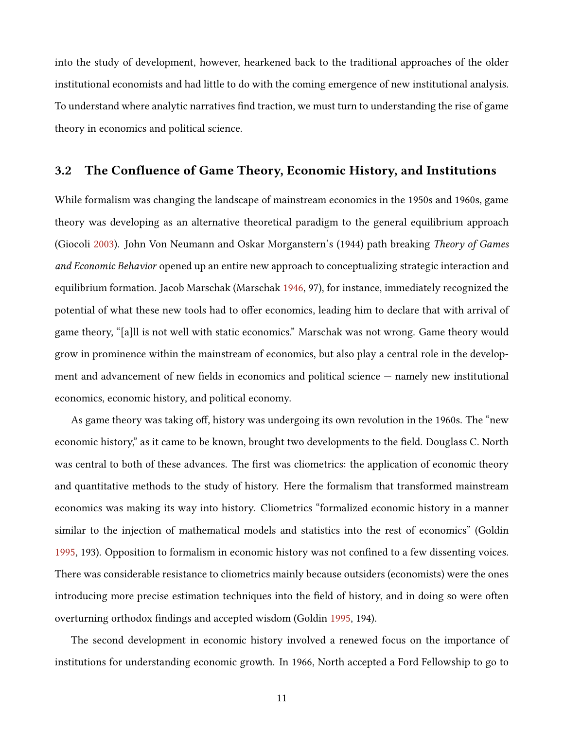into the study of development, however, hearkened back to the traditional approaches of the older institutional economists and had little to do with the coming emergence of new institutional analysis. To understand where analytic narratives find traction, we must turn to understanding the rise of game theory in economics and political science.

### 3.2 The Confluence of Game Theory, Economic History, and Institutions

While formalism was changing the landscape of mainstream economics in the 1950s and 1960s, game theory was developing as an alternative theoretical paradigm to the general equilibrium approach (Giocoli 2003). John Von Neumann and Oskar Morganstern's (1944) path breaking *Theory of Games and Economic Behavior* opened up an entire new approach to conceptualizing strategic interaction and equilibrium formation. Jacob Marschak (Marschak 1946, 97), for instance, immediately recognized the potential of what these new tools had to offer economics, leading him to declare that with arrival of game theory, "[a]ll is not well with static economics." Marschak was not wrong. Game theory would grow in prominence within the mainstream of economics, but also play a central role in the development and advancement of new fields in economics and political science — namely new institutional economics, economic history, and political economy.

As game theory was taking off, history was undergoing its own revolution in the 1960s. The "new economic history," as it came to be known, brought two developments to the field. Douglass C. North was central to both of these advances. The first was cliometrics: the application of economic theory and quantitative methods to the study of history. Here the formalism that transformed mainstream economics was making its way into history. Cliometrics "formalized economic history in a manner similar to the injection of mathematical models and statistics into the rest of economics" (Goldin 1995, 193). Opposition to formalism in economic history was not confined to a few dissenting voices. There was considerable resistance to cliometrics mainly because outsiders (economists) were the ones introducing more precise estimation techniques into the field of history, and in doing so were often overturning orthodox findings and accepted wisdom (Goldin 1995, 194).

The second development in economic history involved a renewed focus on the importance of institutions for understanding economic growth. In 1966, North accepted a Ford Fellowship to go to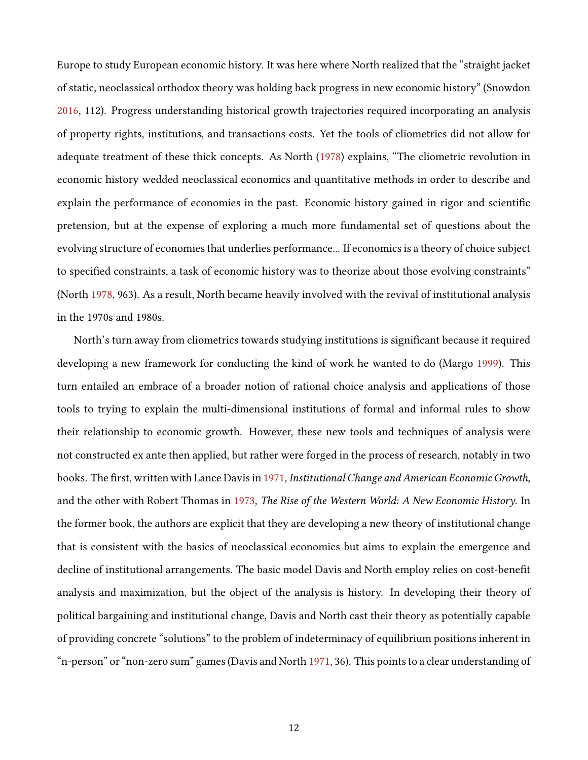Europe to study European economic history. It was here where North realized that the "straight jacket of static, neoclassical orthodox theory was holding back progress in new economic history" (Snowdon 2016, 112). Progress understanding historical growth trajectories required incorporating an analysis of property rights, institutions, and transactions costs. Yet the tools of cliometrics did not allow for adequate treatment of these thick concepts. As North (1978) explains, "The cliometric revolution in economic history wedded neoclassical economics and quantitative methods in order to describe and explain the performance of economies in the past. Economic history gained in rigor and scientific pretension, but at the expense of exploring a much more fundamental set of questions about the evolving structure of economies that underlies performance... If economics is a theory of choice subject to specified constraints, a task of economic history was to theorize about those evolving constraints" (North 1978, 963). As a result, North became heavily involved with the revival of institutional analysis in the 1970s and 1980s.

North's turn away from cliometrics towards studying institutions is significant because it required developing a new framework for conducting the kind of work he wanted to do (Margo 1999). This turn entailed an embrace of a broader notion of rational choice analysis and applications of those tools to trying to explain the multi-dimensional institutions of formal and informal rules to show their relationship to economic growth. However, these new tools and techniques of analysis were not constructed ex ante then applied, but rather were forged in the process of research, notably in two books. The first, written with Lance Davis in 1971, *Institutional Change and American Economic Growth*, and the other with Robert Thomas in 1973, *The Rise of the Western World: A New Economic History*. In the former book, the authors are explicit that they are developing a new theory of institutional change that is consistent with the basics of neoclassical economics but aims to explain the emergence and decline of institutional arrangements. The basic model Davis and North employ relies on cost-benefit analysis and maximization, but the object of the analysis is history. In developing their theory of political bargaining and institutional change, Davis and North cast their theory as potentially capable of providing concrete "solutions" to the problem of indeterminacy of equilibrium positions inherent in "n-person" or "non-zero sum" games (Davis and North 1971, 36). This points to a clear understanding of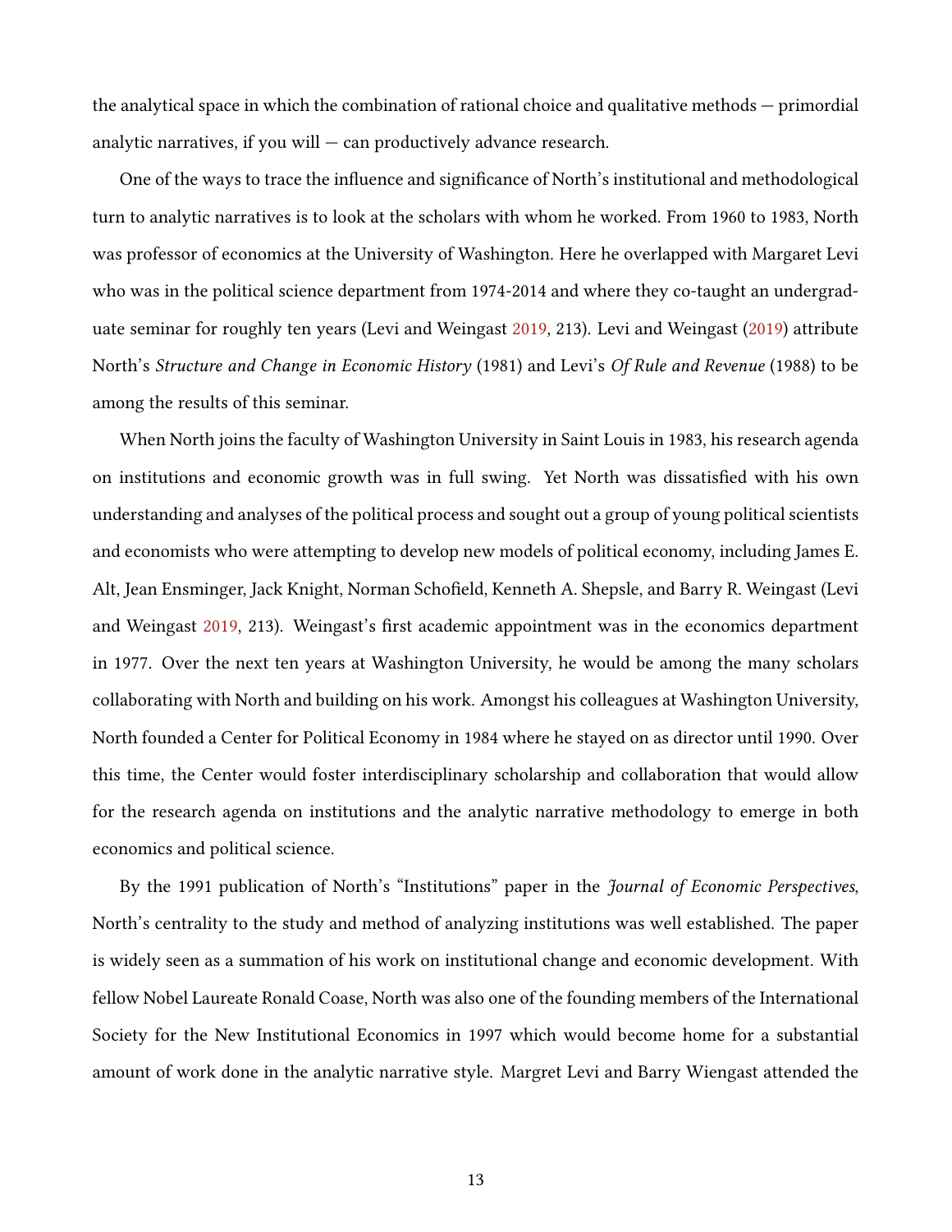the analytical space in which the combination of rational choice and qualitative methods — primordial analytic narratives, if you will — can productively advance research.

One of the ways to trace the influence and significance of North's institutional and methodological turn to analytic narratives is to look at the scholars with whom he worked. From 1960 to 1983, North was professor of economics at the University of Washington. Here he overlapped with Margaret Levi who was in the political science department from 1974-2014 and where they co-taught an undergraduate seminar for roughly ten years (Levi and Weingast 2019, 213). Levi and Weingast (2019) attribute North's *Structure and Change in Economic History* (1981) and Levi's *Of Rule and Revenue* (1988) to be among the results of this seminar.

When North joins the faculty of Washington University in Saint Louis in 1983, his research agenda on institutions and economic growth was in full swing. Yet North was dissatisfied with his own understanding and analyses of the political process and sought out a group of young political scientists and economists who were attempting to develop new models of political economy, including James E. Alt, Jean Ensminger, Jack Knight, Norman Schofield, Kenneth A. Shepsle, and Barry R. Weingast (Levi and Weingast 2019, 213). Weingast's first academic appointment was in the economics department in 1977. Over the next ten years at Washington University, he would be among the many scholars collaborating with North and building on his work. Amongst his colleagues at Washington University, North founded a Center for Political Economy in 1984 where he stayed on as director until 1990. Over this time, the Center would foster interdisciplinary scholarship and collaboration that would allow for the research agenda on institutions and the analytic narrative methodology to emerge in both economics and political science.

By the 1991 publication of North's "Institutions" paper in the *Journal of Economic Perspectives*, North's centrality to the study and method of analyzing institutions was well established. The paper is widely seen as a summation of his work on institutional change and economic development. With fellow Nobel Laureate Ronald Coase, North was also one of the founding members of the International Society for the New Institutional Economics in 1997 which would become home for a substantial amount of work done in the analytic narrative style. Margret Levi and Barry Wiengast attended the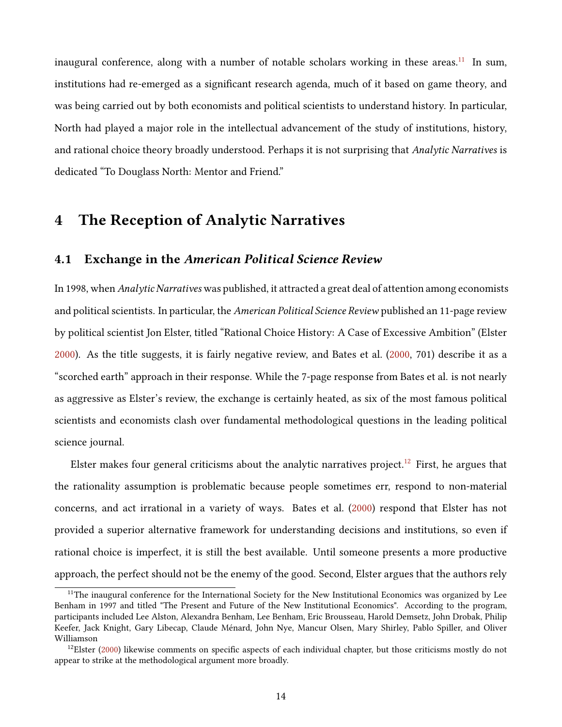inaugural conference, along with a number of notable scholars working in these areas.[11] In sum, institutions had re-emerged as a significant research agenda, much of it based on game theory, and was being carried out by both economists and political scientists to understand history. In particular, North had played a major role in the intellectual advancement of the study of institutions, history, and rational choice theory broadly understood. Perhaps it is not surprising that *Analytic Narratives* is dedicated "To Douglass North: Mentor and Friend."

# 4 The Reception of Analytic Narratives

## 4.1 Exchange in the *American Political Science Review*

In 1998, when *Analytic Narratives* was published, it attracted a great deal of attention among economists and political scientists. In particular, the *American Political Science Review* published an 11-page review by political scientist Jon Elster, titled "Rational Choice History: A Case of Excessive Ambition" (Elster 2000). As the title suggests, it is fairly negative review, and Bates et al. (2000, 701) describe it as a "scorched earth" approach in their response. While the 7-page response from Bates et al. is not nearly as aggressive as Elster's review, the exchange is certainly heated, as six of the most famous political scientists and economists clash over fundamental methodological questions in the leading political science journal.

Elster makes four general criticisms about the analytic narratives project.[12] First, he argues that the rationality assumption is problematic because people sometimes err, respond to non-material concerns, and act irrational in a variety of ways. Bates et al. (2000) respond that Elster has not provided a superior alternative framework for understanding decisions and institutions, so even if rational choice is imperfect, it is still the best available. Until someone presents a more productive approach, the perfect should not be the enemy of the good. Second, Elster argues that the authors rely

---

[11] The inaugural conference for the International Society for the New Institutional Economics was organized by Lee Benham in 1997 and titled "The Present and Future of the New Institutional Economics". According to the program, participants included Lee Alston, Alexandra Benham, Lee Benham, Eric Brousseau, Harold Demsetz, John Drobak, Philip Keefer, Jack Knight, Gary Libecap, Claude Ménard, John Nye, Mancur Olsen, Mary Shirley, Pablo Spiller, and Oliver Williamson

[12] Elster (2000) likewise comments on specific aspects of each individual chapter, but those criticisms mostly do not appear to strike at the methodological argument more broadly.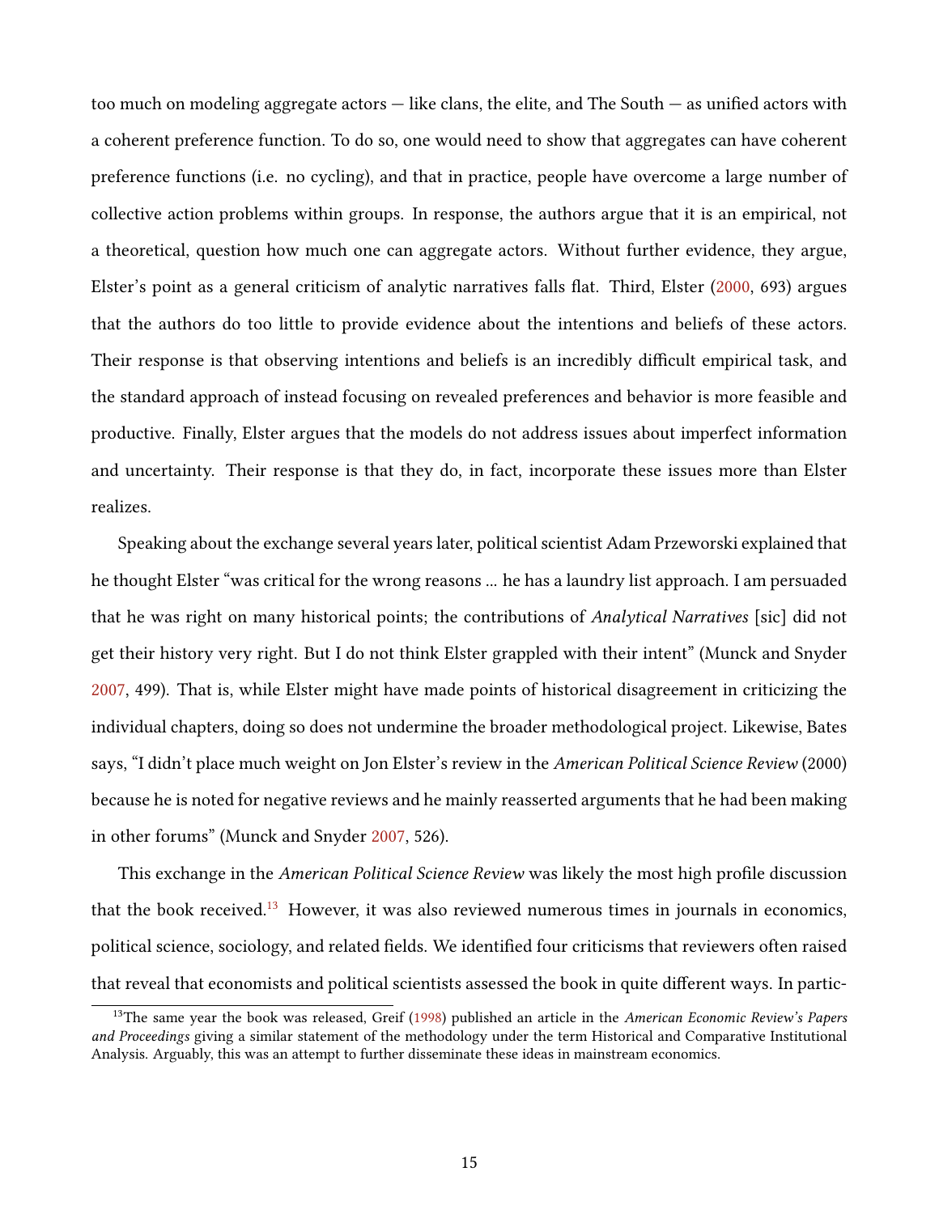too much on modeling aggregate actors — like clans, the elite, and The South — as unified actors with a coherent preference function. To do so, one would need to show that aggregates can have coherent preference functions (i.e. no cycling), and that in practice, people have overcome a large number of collective action problems within groups. In response, the authors argue that it is an empirical, not a theoretical, question how much one can aggregate actors. Without further evidence, they argue, Elster's point as a general criticism of analytic narratives falls flat. Third, Elster (2000, 693) argues that the authors do too little to provide evidence about the intentions and beliefs of these actors. Their response is that observing intentions and beliefs is an incredibly difficult empirical task, and the standard approach of instead focusing on revealed preferences and behavior is more feasible and productive. Finally, Elster argues that the models do not address issues about imperfect information and uncertainty. Their response is that they do, in fact, incorporate these issues more than Elster realizes.

Speaking about the exchange several years later, political scientist Adam Przeworski explained that he thought Elster "was critical for the wrong reasons ... he has a laundry list approach. I am persuaded that he was right on many historical points; the contributions of *Analytical Narratives* [sic] did not get their history very right. But I do not think Elster grappled with their intent" (Munck and Snyder 2007, 499). That is, while Elster might have made points of historical disagreement in criticizing the individual chapters, doing so does not undermine the broader methodological project. Likewise, Bates says, "I didn't place much weight on Jon Elster's review in the *American Political Science Review* (2000) because he is noted for negative reviews and he mainly reasserted arguments that he had been making in other forums" (Munck and Snyder 2007, 526).

This exchange in the *American Political Science Review* was likely the most high profile discussion that the book received.[13] However, it was also reviewed numerous times in journals in economics, political science, sociology, and related fields. We identified four criticisms that reviewers often raised that reveal that economists and political scientists assessed the book in quite different ways. In partic-

[13] The same year the book was released, Greif (1998) published an article in the *American Economic Review's Papers and Proceedings* giving a similar statement of the methodology under the term Historical and Comparative Institutional Analysis. Arguably, this was an attempt to further disseminate these ideas in mainstream economics.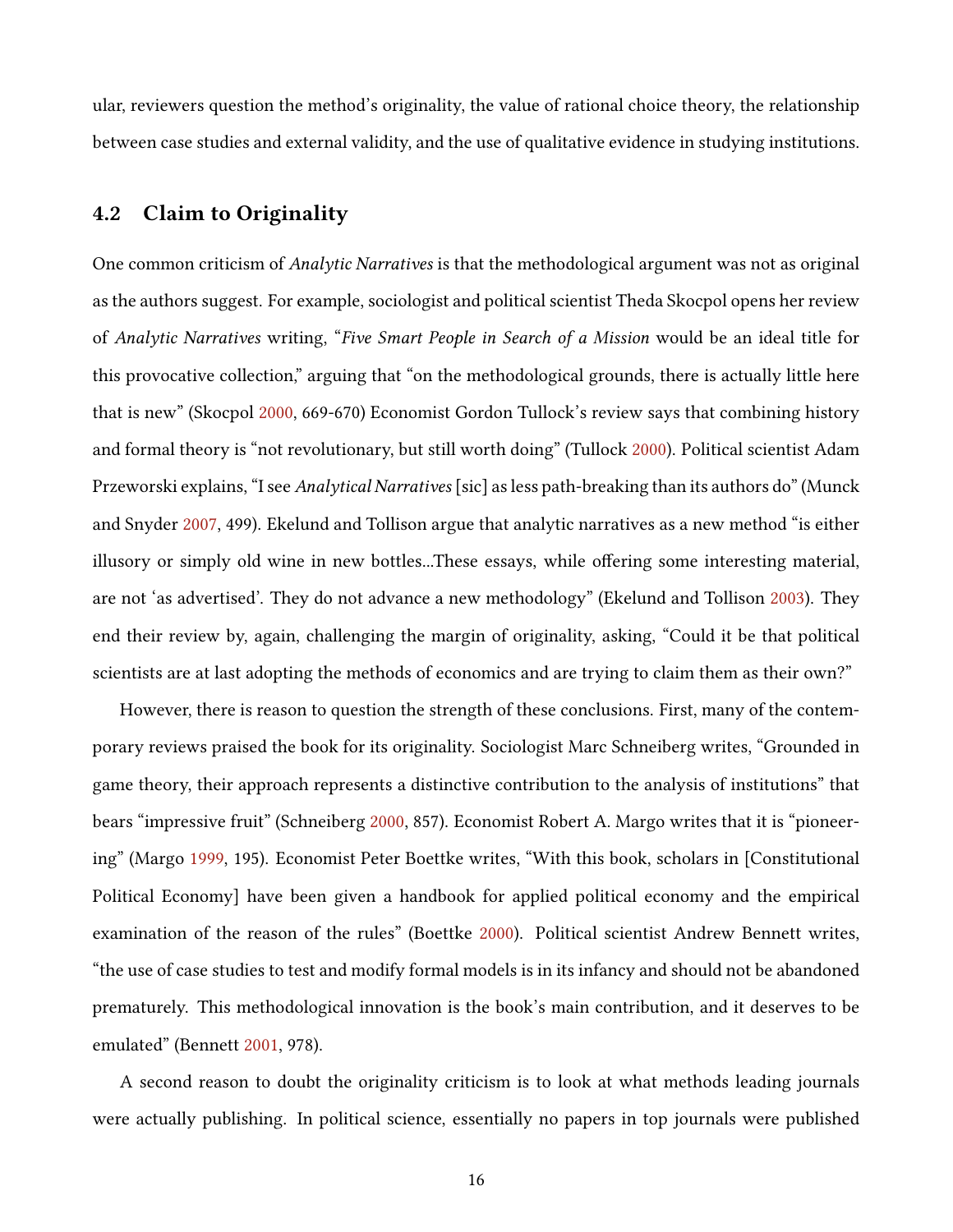ular, reviewers question the method's originality, the value of rational choice theory, the relationship between case studies and external validity, and the use of qualitative evidence in studying institutions.

### 4.2 Claim to Originality

One common criticism of *Analytic Narratives* is that the methodological argument was not as original as the authors suggest. For example, sociologist and political scientist Theda Skocpol opens her review of *Analytic Narratives* writing, "*Five Smart People in Search of a Mission* would be an ideal title for this provocative collection," arguing that "on the methodological grounds, there is actually little here that is new" (Skocpol 2000, 669-670) Economist Gordon Tullock's review says that combining history and formal theory is "not revolutionary, but still worth doing" (Tullock 2000). Political scientist Adam Przeworski explains, "I see *Analytical Narratives* [sic] as less path-breaking than its authors do" (Munck and Snyder 2007, 499). Ekelund and Tollison argue that analytic narratives as a new method "is either illusory or simply old wine in new bottles...These essays, while offering some interesting material, are not 'as advertised'. They do not advance a new methodology" (Ekelund and Tollison 2003). They end their review by, again, challenging the margin of originality, asking, "Could it be that political scientists are at last adopting the methods of economics and are trying to claim them as their own?"

However, there is reason to question the strength of these conclusions. First, many of the contemporary reviews praised the book for its originality. Sociologist Marc Schneiberg writes, "Grounded in game theory, their approach represents a distinctive contribution to the analysis of institutions" that bears "impressive fruit" (Schneiberg 2000, 857). Economist Robert A. Margo writes that it is "pioneering" (Margo 1999, 195). Economist Peter Boettke writes, "With this book, scholars in [Constitutional Political Economy] have been given a handbook for applied political economy and the empirical examination of the reason of the rules" (Boettke 2000). Political scientist Andrew Bennett writes, "the use of case studies to test and modify formal models is in its infancy and should not be abandoned prematurely. This methodological innovation is the book's main contribution, and it deserves to be emulated" (Bennett 2001, 978).

A second reason to doubt the originality criticism is to look at what methods leading journals were actually publishing. In political science, essentially no papers in top journals were published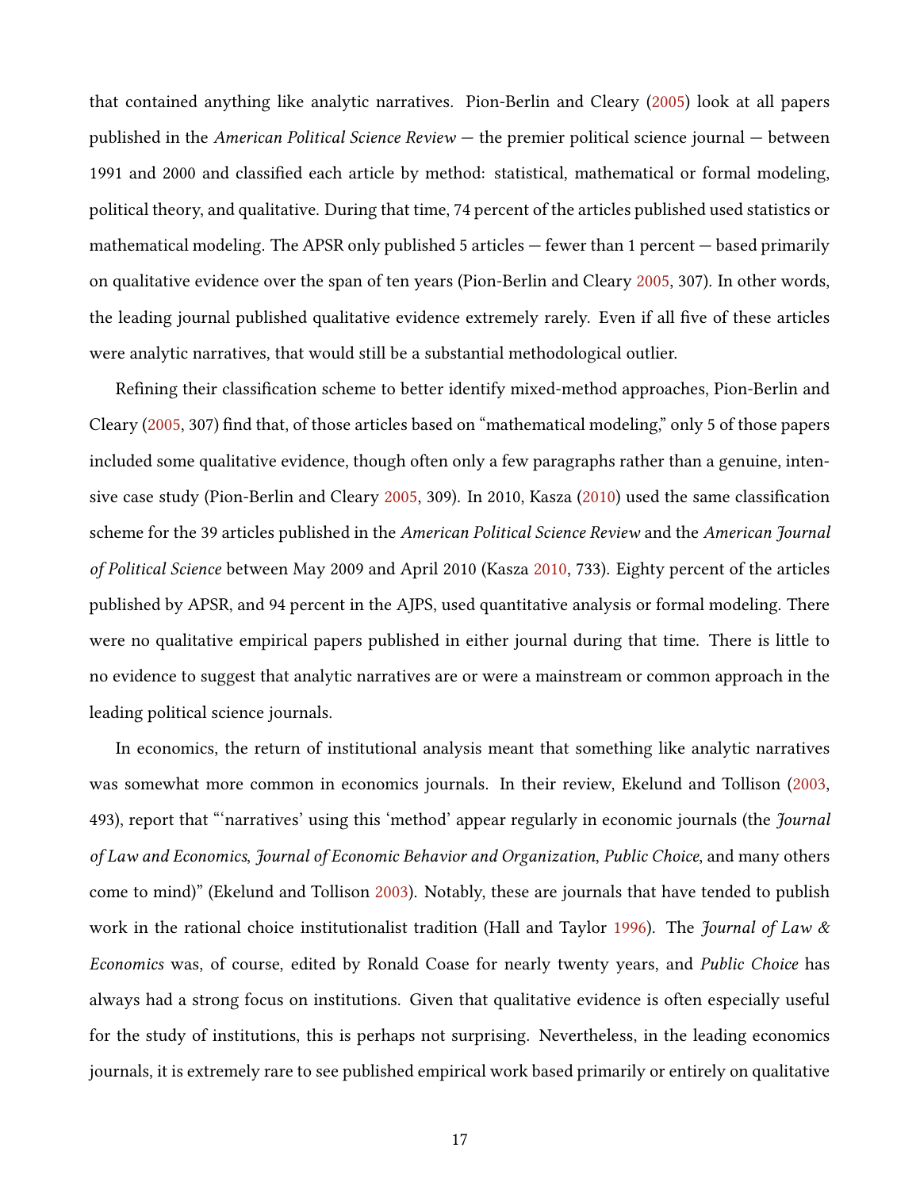that contained anything like analytic narratives. Pion-Berlin and Cleary (2005) look at all papers published in the *American Political Science Review* — the premier political science journal — between 1991 and 2000 and classified each article by method: statistical, mathematical or formal modeling, political theory, and qualitative. During that time, 74 percent of the articles published used statistics or mathematical modeling. The APSR only published 5 articles — fewer than 1 percent — based primarily on qualitative evidence over the span of ten years (Pion-Berlin and Cleary 2005, 307). In other words, the leading journal published qualitative evidence extremely rarely. Even if all five of these articles were analytic narratives, that would still be a substantial methodological outlier.

Refining their classification scheme to better identify mixed-method approaches, Pion-Berlin and Cleary (2005, 307) find that, of those articles based on "mathematical modeling," only 5 of those papers included some qualitative evidence, though often only a few paragraphs rather than a genuine, intensive case study (Pion-Berlin and Cleary 2005, 309). In 2010, Kasza (2010) used the same classification scheme for the 39 articles published in the *American Political Science Review* and the *American Journal of Political Science* between May 2009 and April 2010 (Kasza 2010, 733). Eighty percent of the articles published by APSR, and 94 percent in the AJPS, used quantitative analysis or formal modeling. There were no qualitative empirical papers published in either journal during that time. There is little to no evidence to suggest that analytic narratives are or were a mainstream or common approach in the leading political science journals.

In economics, the return of institutional analysis meant that something like analytic narratives was somewhat more common in economics journals. In their review, Ekelund and Tollison (2003, 493), report that "'narratives' using this 'method' appear regularly in economic journals (the *Journal of Law and Economics*, *Journal of Economic Behavior and Organization*, *Public Choice*, and many others come to mind)" (Ekelund and Tollison 2003). Notably, these are journals that have tended to publish work in the rational choice institutionalist tradition (Hall and Taylor 1996). The *Journal of Law & Economics* was, of course, edited by Ronald Coase for nearly twenty years, and *Public Choice* has always had a strong focus on institutions. Given that qualitative evidence is often especially useful for the study of institutions, this is perhaps not surprising. Nevertheless, in the leading economics journals, it is extremely rare to see published empirical work based primarily or entirely on qualitative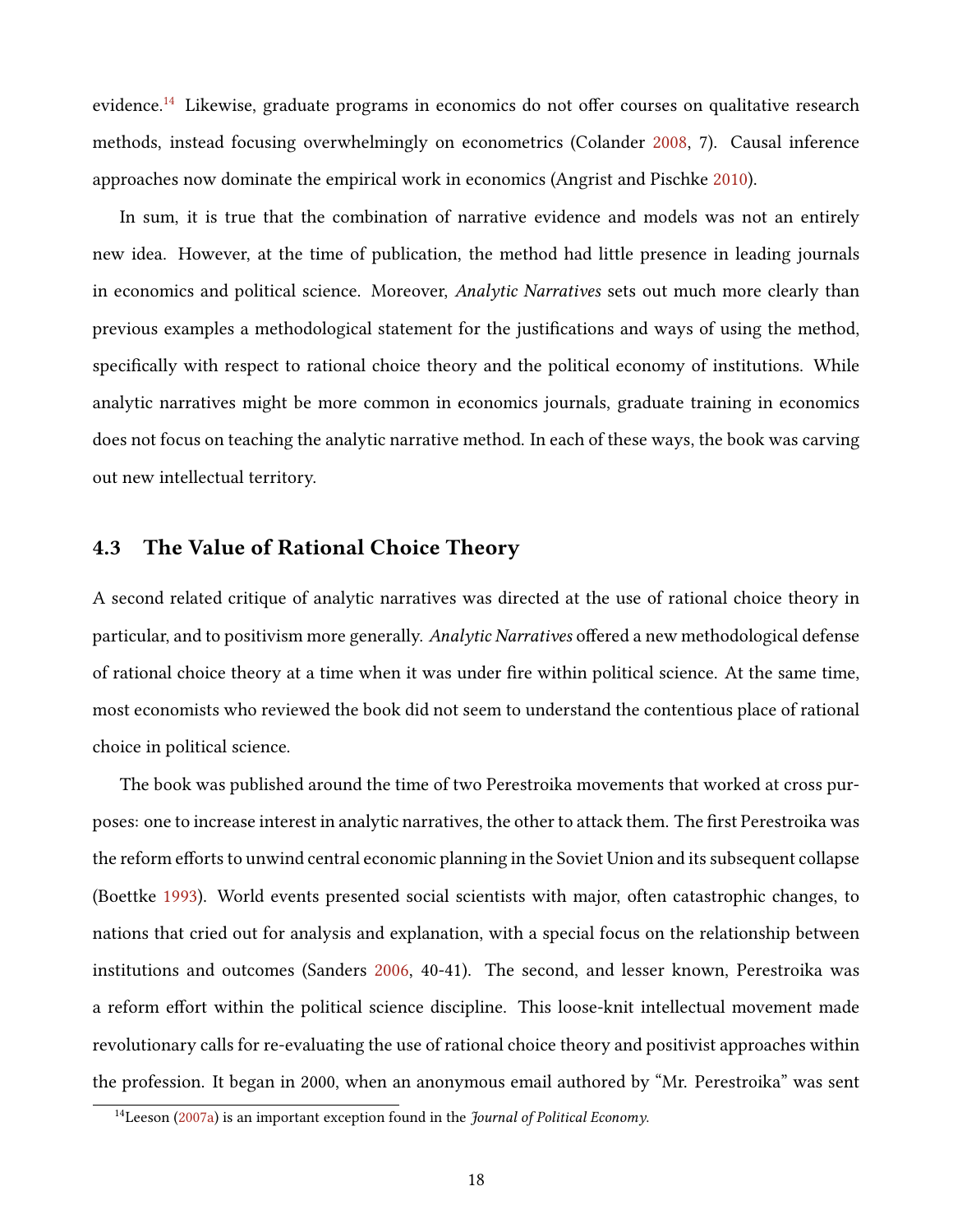evidence.[14] Likewise, graduate programs in economics do not offer courses on qualitative research methods, instead focusing overwhelmingly on econometrics (Colander 2008, 7). Causal inference approaches now dominate the empirical work in economics (Angrist and Pischke 2010).

In sum, it is true that the combination of narrative evidence and models was not an entirely new idea. However, at the time of publication, the method had little presence in leading journals in economics and political science. Moreover, *Analytic Narratives* sets out much more clearly than previous examples a methodological statement for the justifications and ways of using the method, specifically with respect to rational choice theory and the political economy of institutions. While analytic narratives might be more common in economics journals, graduate training in economics does not focus on teaching the analytic narrative method. In each of these ways, the book was carving out new intellectual territory.

### 4.3 The Value of Rational Choice Theory

A second related critique of analytic narratives was directed at the use of rational choice theory in particular, and to positivism more generally. *Analytic Narratives* offered a new methodological defense of rational choice theory at a time when it was under fire within political science. At the same time, most economists who reviewed the book did not seem to understand the contentious place of rational choice in political science.

The book was published around the time of two Perestroika movements that worked at cross purposes: one to increase interest in analytic narratives, the other to attack them. The first Perestroika was the reform efforts to unwind central economic planning in the Soviet Union and its subsequent collapse (Boettke 1993). World events presented social scientists with major, often catastrophic changes, to nations that cried out for analysis and explanation, with a special focus on the relationship between institutions and outcomes (Sanders 2006, 40-41). The second, and lesser known, Perestroika was a reform effort within the political science discipline. This loose-knit intellectual movement made revolutionary calls for re-evaluating the use of rational choice theory and positivist approaches within the profession. It began in 2000, when an anonymous email authored by "Mr. Perestroika" was sent

[14] Leeson (2007a) is an important exception found in the *Journal of Political Economy*.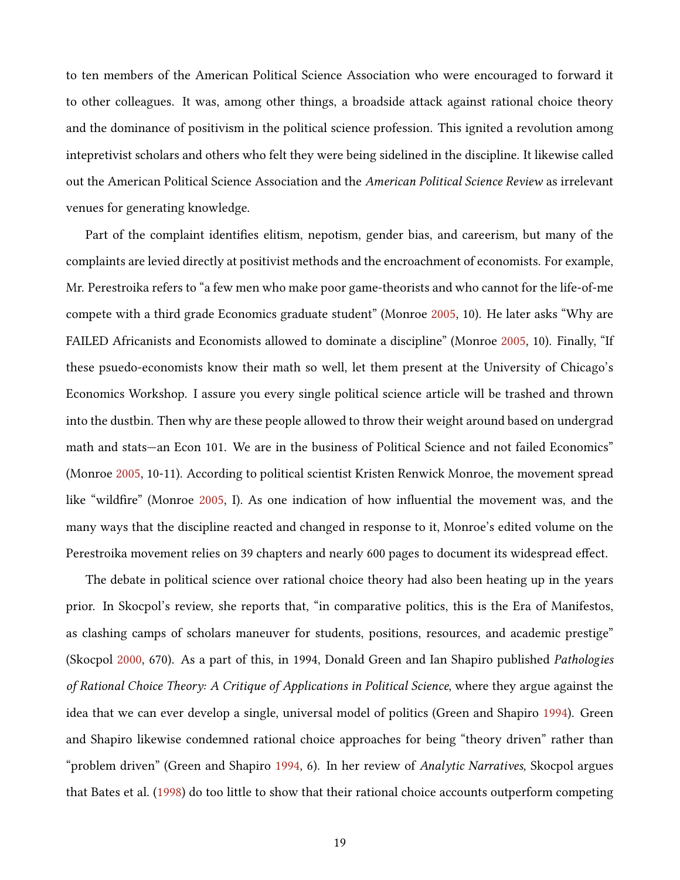to ten members of the American Political Science Association who were encouraged to forward it to other colleagues. It was, among other things, a broadside attack against rational choice theory and the dominance of positivism in the political science profession. This ignited a revolution among intepretivist scholars and others who felt they were being sidelined in the discipline. It likewise called out the American Political Science Association and the *American Political Science Review* as irrelevant venues for generating knowledge.

Part of the complaint identifies elitism, nepotism, gender bias, and careerism, but many of the complaints are levied directly at positivist methods and the encroachment of economists. For example, Mr. Perestroika refers to "a few men who make poor game-theorists and who cannot for the life-of-me compete with a third grade Economics graduate student" (Monroe 2005, 10). He later asks "Why are FAILED Africanists and Economists allowed to dominate a discipline" (Monroe 2005, 10). Finally, "If these psuedo-economists know their math so well, let them present at the University of Chicago's Economics Workshop. I assure you every single political science article will be trashed and thrown into the dustbin. Then why are these people allowed to throw their weight around based on undergrad math and stats—an Econ 101. We are in the business of Political Science and not failed Economics" (Monroe 2005, 10-11). According to political scientist Kristen Renwick Monroe, the movement spread like "wildfire" (Monroe 2005, I). As one indication of how influential the movement was, and the many ways that the discipline reacted and changed in response to it, Monroe's edited volume on the Perestroika movement relies on 39 chapters and nearly 600 pages to document its widespread effect.

The debate in political science over rational choice theory had also been heating up in the years prior. In Skocpol's review, she reports that, "in comparative politics, this is the Era of Manifestos, as clashing camps of scholars maneuver for students, positions, resources, and academic prestige" (Skocpol 2000, 670). As a part of this, in 1994, Donald Green and Ian Shapiro published *Pathologies of Rational Choice Theory: A Critique of Applications in Political Science*, where they argue against the idea that we can ever develop a single, universal model of politics (Green and Shapiro 1994). Green and Shapiro likewise condemned rational choice approaches for being "theory driven" rather than "problem driven" (Green and Shapiro 1994, 6). In her review of *Analytic Narratives*, Skocpol argues that Bates et al. (1998) do too little to show that their rational choice accounts outperform competing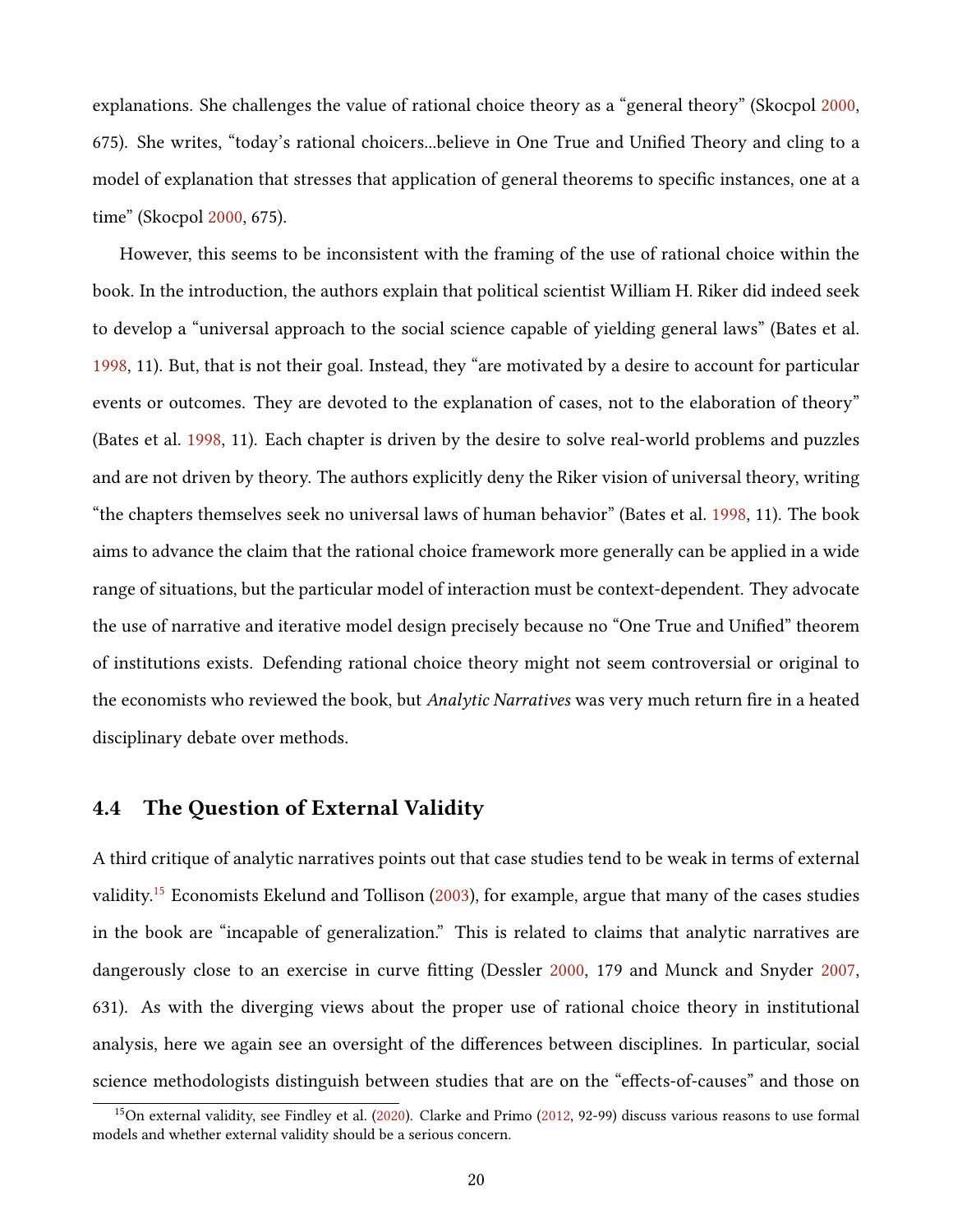explanations. She challenges the value of rational choice theory as a "general theory" (Skocpol 2000, 675). She writes, "today's rational choicers...believe in One True and Unified Theory and cling to a model of explanation that stresses that application of general theorems to specific instances, one at a time" (Skocpol 2000, 675).

However, this seems to be inconsistent with the framing of the use of rational choice within the book. In the introduction, the authors explain that political scientist William H. Riker did indeed seek to develop a "universal approach to the social science capable of yielding general laws" (Bates et al. 1998, 11). But, that is not their goal. Instead, they "are motivated by a desire to account for particular events or outcomes. They are devoted to the explanation of cases, not to the elaboration of theory" (Bates et al. 1998, 11). Each chapter is driven by the desire to solve real-world problems and puzzles and are not driven by theory. The authors explicitly deny the Riker vision of universal theory, writing "the chapters themselves seek no universal laws of human behavior" (Bates et al. 1998, 11). The book aims to advance the claim that the rational choice framework more generally can be applied in a wide range of situations, but the particular model of interaction must be context-dependent. They advocate the use of narrative and iterative model design precisely because no "One True and Unified" theorem of institutions exists. Defending rational choice theory might not seem controversial or original to the economists who reviewed the book, but *Analytic Narratives* was very much return fire in a heated disciplinary debate over methods.

## 4.4 The Question of External Validity

A third critique of analytic narratives points out that case studies tend to be weak in terms of external validity.[15] Economists Ekelund and Tollison (2003), for example, argue that many of the cases studies in the book are "incapable of generalization." This is related to claims that analytic narratives are dangerously close to an exercise in curve fitting (Dessler 2000, 179 and Munck and Snyder 2007, 631). As with the diverging views about the proper use of rational choice theory in institutional analysis, here we again see an oversight of the differences between disciplines. In particular, social science methodologists distinguish between studies that are on the "effects-of-causes" and those on

[15] On external validity, see Findley et al. (2020). Clarke and Primo (2012, 92-99) discuss various reasons to use formal models and whether external validity should be a serious concern.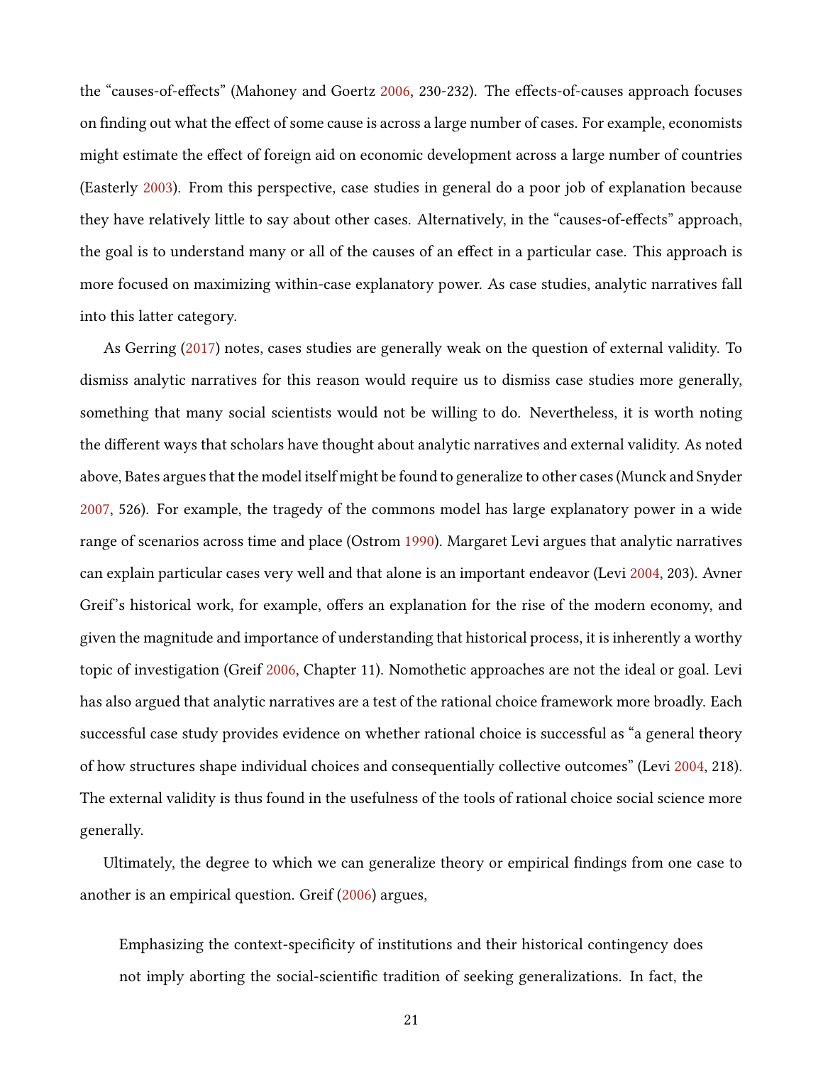the "causes-of-effects" (Mahoney and Goertz 2006, 230-232). The effects-of-causes approach focuses on finding out what the effect of some cause is across a large number of cases. For example, economists might estimate the effect of foreign aid on economic development across a large number of countries (Easterly 2003). From this perspective, case studies in general do a poor job of explanation because they have relatively little to say about other cases. Alternatively, in the "causes-of-effects" approach, the goal is to understand many or all of the causes of an effect in a particular case. This approach is more focused on maximizing within-case explanatory power. As case studies, analytic narratives fall into this latter category.

As Gerring (2017) notes, cases studies are generally weak on the question of external validity. To dismiss analytic narratives for this reason would require us to dismiss case studies more generally, something that many social scientists would not be willing to do. Nevertheless, it is worth noting the different ways that scholars have thought about analytic narratives and external validity. As noted above, Bates argues that the model itself might be found to generalize to other cases (Munck and Snyder 2007, 526). For example, the tragedy of the commons model has large explanatory power in a wide range of scenarios across time and place (Ostrom 1990). Margaret Levi argues that analytic narratives can explain particular cases very well and that alone is an important endeavor (Levi 2004, 203). Avner Greif's historical work, for example, offers an explanation for the rise of the modern economy, and given the magnitude and importance of understanding that historical process, it is inherently a worthy topic of investigation (Greif 2006, Chapter 11). Nomothetic approaches are not the ideal or goal. Levi has also argued that analytic narratives are a test of the rational choice framework more broadly. Each successful case study provides evidence on whether rational choice is successful as "a general theory of how structures shape individual choices and consequentially collective outcomes" (Levi 2004, 218). The external validity is thus found in the usefulness of the tools of rational choice social science more generally.

Ultimately, the degree to which we can generalize theory or empirical findings from one case to another is an empirical question. Greif (2006) argues,

> Emphasizing the context-specificity of institutions and their historical contingency does not imply aborting the social-scientific tradition of seeking generalizations. In fact, the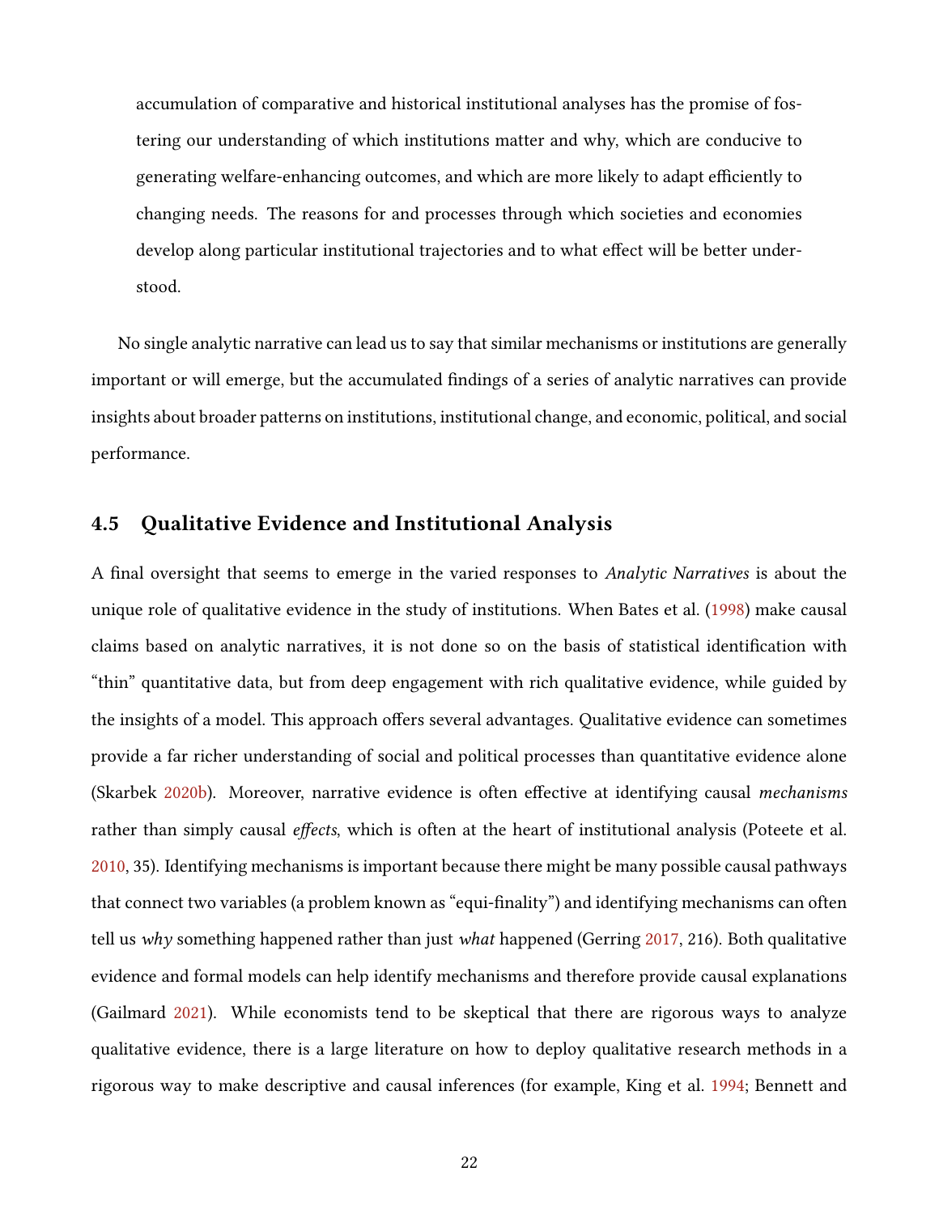> accumulation of comparative and historical institutional analyses has the promise of fostering our understanding of which institutions matter and why, which are conducive to generating welfare-enhancing outcomes, and which are more likely to adapt efficiently to changing needs. The reasons for and processes through which societies and economies develop along particular institutional trajectories and to what effect will be better understood.

No single analytic narrative can lead us to say that similar mechanisms or institutions are generally important or will emerge, but the accumulated findings of a series of analytic narratives can provide insights about broader patterns on institutions, institutional change, and economic, political, and social performance.

### 4.5 Qualitative Evidence and Institutional Analysis

A final oversight that seems to emerge in the varied responses to *Analytic Narratives* is about the unique role of qualitative evidence in the study of institutions. When Bates et al. (1998) make causal claims based on analytic narratives, it is not done so on the basis of statistical identification with "thin" quantitative data, but from deep engagement with rich qualitative evidence, while guided by the insights of a model. This approach offers several advantages. Qualitative evidence can sometimes provide a far richer understanding of social and political processes than quantitative evidence alone (Skarbek 2020b). Moreover, narrative evidence is often effective at identifying causal *mechanisms* rather than simply causal *effects*, which is often at the heart of institutional analysis (Poteete et al. 2010, 35). Identifying mechanisms is important because there might be many possible causal pathways that connect two variables (a problem known as "equi-finality") and identifying mechanisms can often tell us *why* something happened rather than just *what* happened (Gerring 2017, 216). Both qualitative evidence and formal models can help identify mechanisms and therefore provide causal explanations (Gailmard 2021). While economists tend to be skeptical that there are rigorous ways to analyze qualitative evidence, there is a large literature on how to deploy qualitative research methods in a rigorous way to make descriptive and causal inferences (for example, King et al. 1994; Bennett and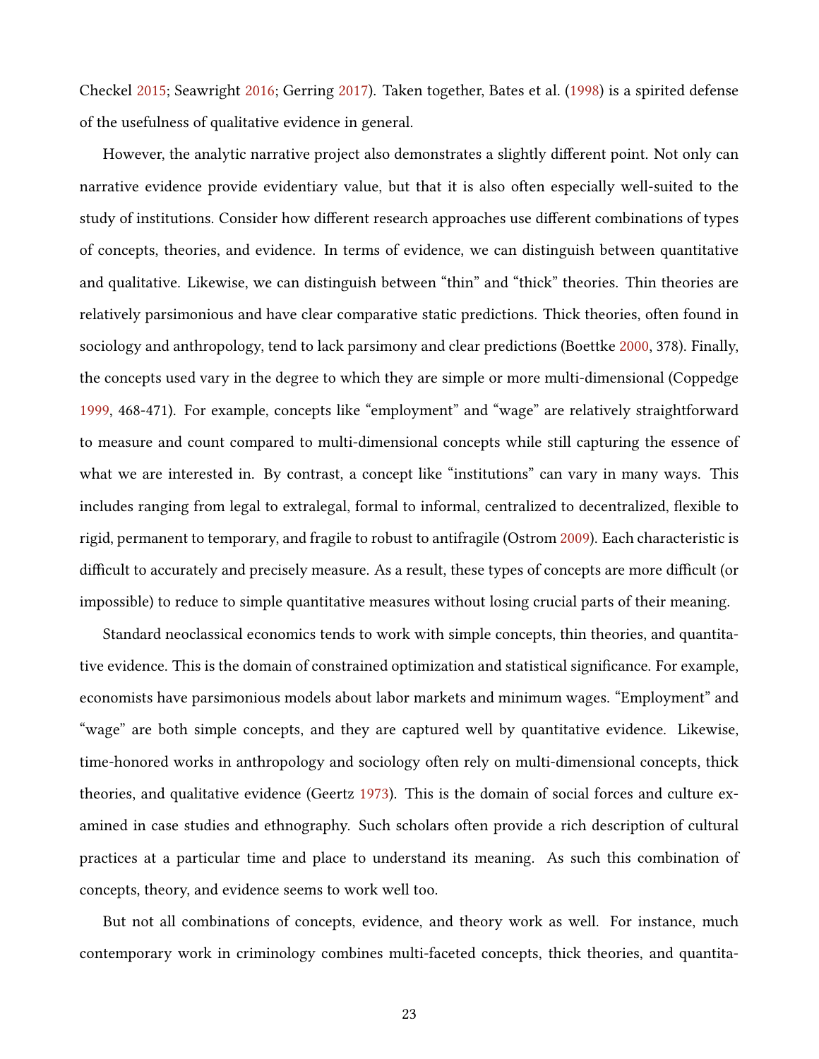Checkel 2015; Seawright 2016; Gerring 2017). Taken together, Bates et al. (1998) is a spirited defense of the usefulness of qualitative evidence in general.

However, the analytic narrative project also demonstrates a slightly different point. Not only can narrative evidence provide evidentiary value, but that it is also often especially well-suited to the study of institutions. Consider how different research approaches use different combinations of types of concepts, theories, and evidence. In terms of evidence, we can distinguish between quantitative and qualitative. Likewise, we can distinguish between "thin" and "thick" theories. Thin theories are relatively parsimonious and have clear comparative static predictions. Thick theories, often found in sociology and anthropology, tend to lack parsimony and clear predictions (Boettke 2000, 378). Finally, the concepts used vary in the degree to which they are simple or more multi-dimensional (Coppedge 1999, 468-471). For example, concepts like "employment" and "wage" are relatively straightforward to measure and count compared to multi-dimensional concepts while still capturing the essence of what we are interested in. By contrast, a concept like "institutions" can vary in many ways. This includes ranging from legal to extralegal, formal to informal, centralized to decentralized, flexible to rigid, permanent to temporary, and fragile to robust to antifragile (Ostrom 2009). Each characteristic is difficult to accurately and precisely measure. As a result, these types of concepts are more difficult (or impossible) to reduce to simple quantitative measures without losing crucial parts of their meaning.

Standard neoclassical economics tends to work with simple concepts, thin theories, and quantitative evidence. This is the domain of constrained optimization and statistical significance. For example, economists have parsimonious models about labor markets and minimum wages. "Employment" and "wage" are both simple concepts, and they are captured well by quantitative evidence. Likewise, time-honored works in anthropology and sociology often rely on multi-dimensional concepts, thick theories, and qualitative evidence (Geertz 1973). This is the domain of social forces and culture examined in case studies and ethnography. Such scholars often provide a rich description of cultural practices at a particular time and place to understand its meaning. As such this combination of concepts, theory, and evidence seems to work well too.

But not all combinations of concepts, evidence, and theory work as well. For instance, much contemporary work in criminology combines multi-faceted concepts, thick theories, and quantita-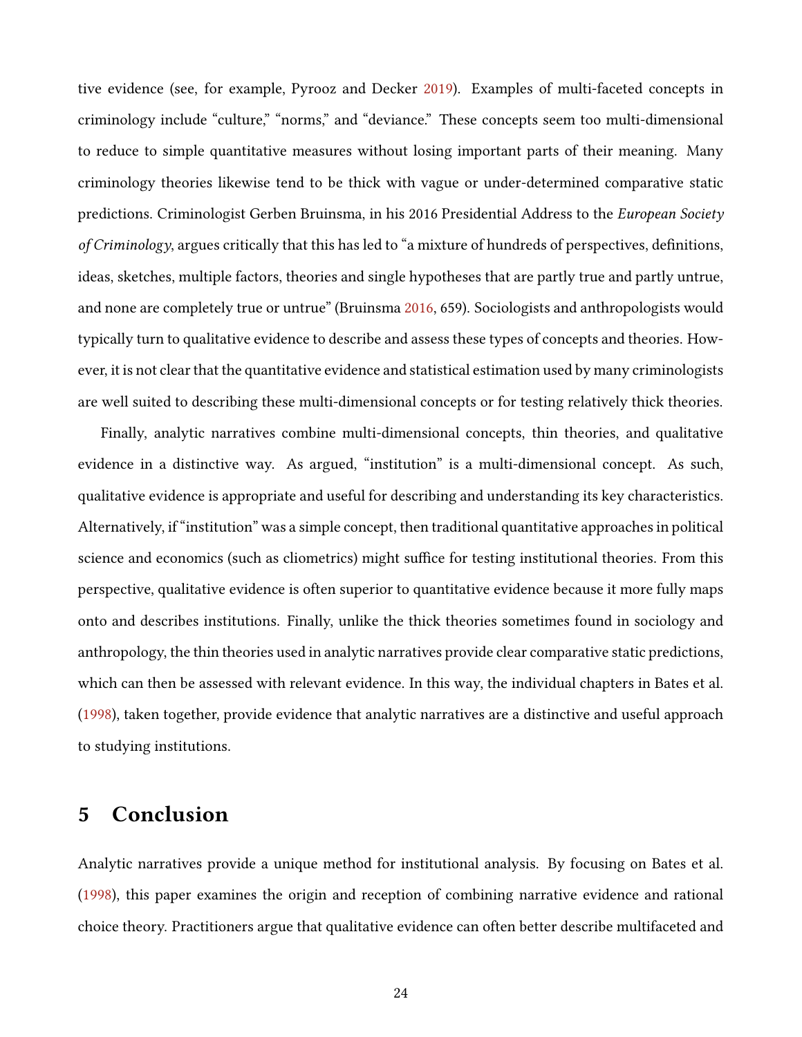tive evidence (see, for example, Pyrooz and Decker 2019). Examples of multi-faceted concepts in criminology include "culture," "norms," and "deviance." These concepts seem too multi-dimensional to reduce to simple quantitative measures without losing important parts of their meaning. Many criminology theories likewise tend to be thick with vague or under-determined comparative static predictions. Criminologist Gerben Bruinsma, in his 2016 Presidential Address to the *European Society of Criminology*, argues critically that this has led to "a mixture of hundreds of perspectives, definitions, ideas, sketches, multiple factors, theories and single hypotheses that are partly true and partly untrue, and none are completely true or untrue" (Bruinsma 2016, 659). Sociologists and anthropologists would typically turn to qualitative evidence to describe and assess these types of concepts and theories. However, it is not clear that the quantitative evidence and statistical estimation used by many criminologists are well suited to describing these multi-dimensional concepts or for testing relatively thick theories.

Finally, analytic narratives combine multi-dimensional concepts, thin theories, and qualitative evidence in a distinctive way. As argued, "institution" is a multi-dimensional concept. As such, qualitative evidence is appropriate and useful for describing and understanding its key characteristics. Alternatively, if "institution" was a simple concept, then traditional quantitative approaches in political science and economics (such as cliometrics) might suffice for testing institutional theories. From this perspective, qualitative evidence is often superior to quantitative evidence because it more fully maps onto and describes institutions. Finally, unlike the thick theories sometimes found in sociology and anthropology, the thin theories used in analytic narratives provide clear comparative static predictions, which can then be assessed with relevant evidence. In this way, the individual chapters in Bates et al. (1998), taken together, provide evidence that analytic narratives are a distinctive and useful approach to studying institutions.

## 5 Conclusion

Analytic narratives provide a unique method for institutional analysis. By focusing on Bates et al. (1998), this paper examines the origin and reception of combining narrative evidence and rational choice theory. Practitioners argue that qualitative evidence can often better describe multifaceted and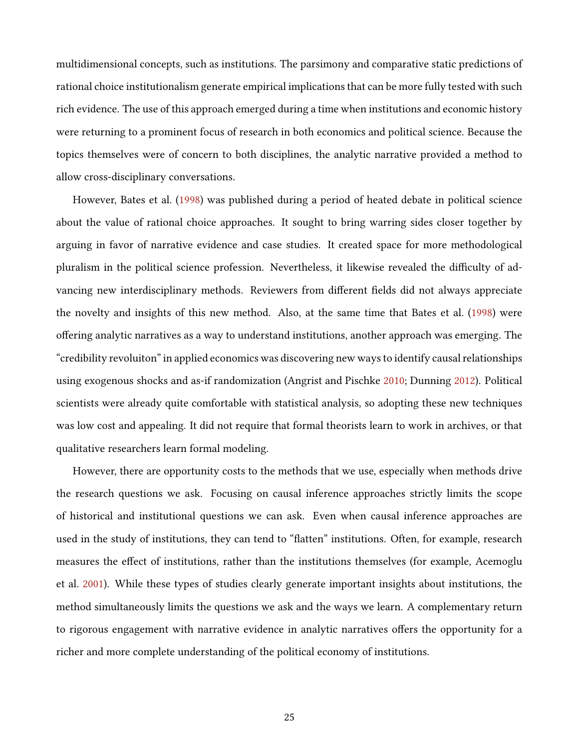multidimensional concepts, such as institutions. The parsimony and comparative static predictions of rational choice institutionalism generate empirical implications that can be more fully tested with such rich evidence. The use of this approach emerged during a time when institutions and economic history were returning to a prominent focus of research in both economics and political science. Because the topics themselves were of concern to both disciplines, the analytic narrative provided a method to allow cross-disciplinary conversations.

However, Bates et al. (1998) was published during a period of heated debate in political science about the value of rational choice approaches. It sought to bring warring sides closer together by arguing in favor of narrative evidence and case studies. It created space for more methodological pluralism in the political science profession. Nevertheless, it likewise revealed the difficulty of advancing new interdisciplinary methods. Reviewers from different fields did not always appreciate the novelty and insights of this new method. Also, at the same time that Bates et al. (1998) were offering analytic narratives as a way to understand institutions, another approach was emerging. The "credibility revoluiton" in applied economics was discovering new ways to identify causal relationships using exogenous shocks and as-if randomization (Angrist and Pischke 2010; Dunning 2012). Political scientists were already quite comfortable with statistical analysis, so adopting these new techniques was low cost and appealing. It did not require that formal theorists learn to work in archives, or that qualitative researchers learn formal modeling.

However, there are opportunity costs to the methods that we use, especially when methods drive the research questions we ask. Focusing on causal inference approaches strictly limits the scope of historical and institutional questions we can ask. Even when causal inference approaches are used in the study of institutions, they can tend to "flatten" institutions. Often, for example, research measures the effect of institutions, rather than the institutions themselves (for example, Acemoglu et al. 2001). While these types of studies clearly generate important insights about institutions, the method simultaneously limits the questions we ask and the ways we learn. A complementary return to rigorous engagement with narrative evidence in analytic narratives offers the opportunity for a richer and more complete understanding of the political economy of institutions.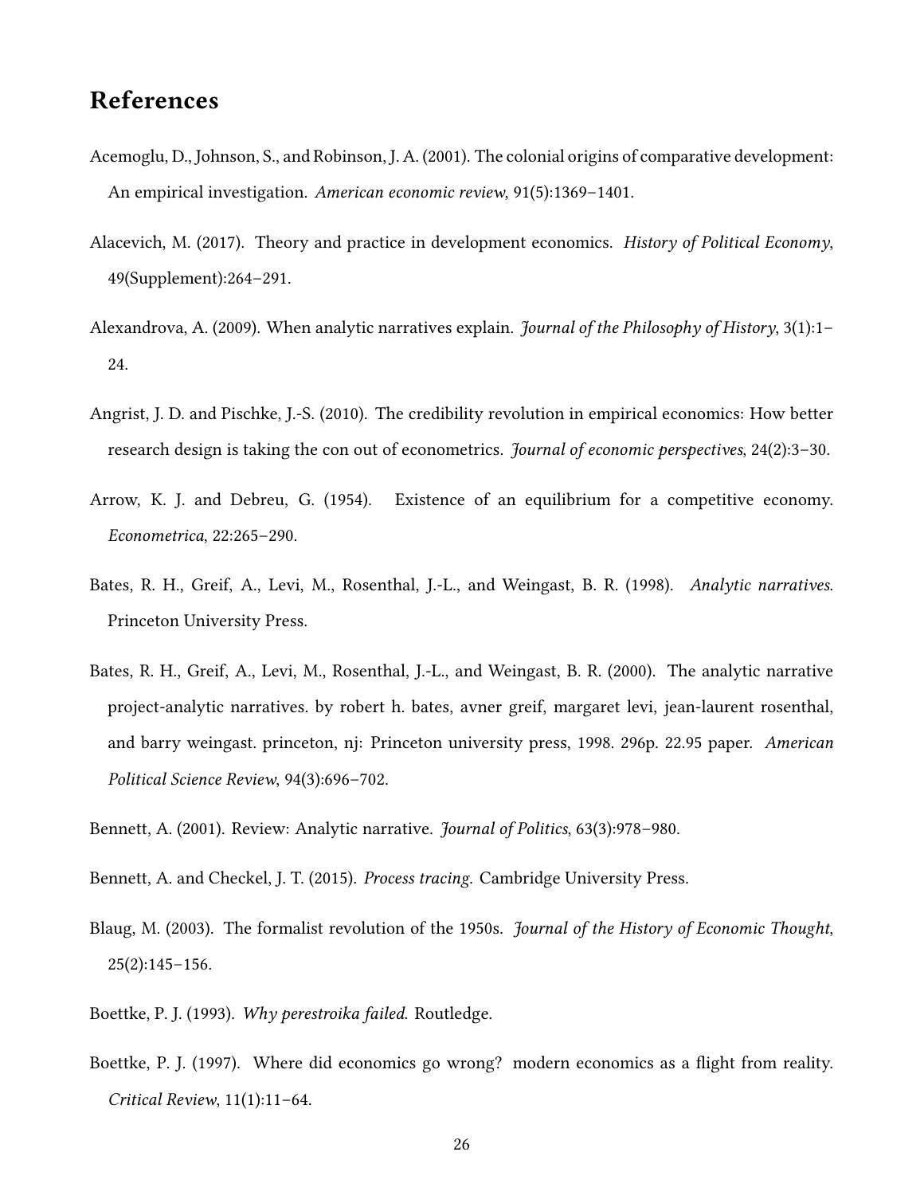## References

Acemoglu, D., Johnson, S., and Robinson, J. A. (2001). The colonial origins of comparative development: An empirical investigation. *American economic review*, 91(5):1369–1401.

Alacevich, M. (2017). Theory and practice in development economics. *History of Political Economy*, 49(Supplement):264–291.

Alexandrova, A. (2009). When analytic narratives explain. *Journal of the Philosophy of History*, 3(1):1–24.

Angrist, J. D. and Pischke, J.-S. (2010). The credibility revolution in empirical economics: How better research design is taking the con out of econometrics. *Journal of economic perspectives*, 24(2):3–30.

Arrow, K. J. and Debreu, G. (1954). Existence of an equilibrium for a competitive economy. *Econometrica*, 22:265–290.

Bates, R. H., Greif, A., Levi, M., Rosenthal, J.-L., and Weingast, B. R. (1998). *Analytic narratives*. Princeton University Press.

Bates, R. H., Greif, A., Levi, M., Rosenthal, J.-L., and Weingast, B. R. (2000). The analytic narrative project-analytic narratives. by robert h. bates, avner greif, margaret levi, jean-laurent rosenthal, and barry weingast. princeton, nj: Princeton university press, 1998. 296p. 22.95 paper. *American Political Science Review*, 94(3):696–702.

Bennett, A. (2001). Review: Analytic narrative. *Journal of Politics*, 63(3):978–980.

Bennett, A. and Checkel, J. T. (2015). *Process tracing*. Cambridge University Press.

Blaug, M. (2003). The formalist revolution of the 1950s. *Journal of the History of Economic Thought*, 25(2):145–156.

Boettke, P. J. (1993). *Why perestroika failed*. Routledge.

Boettke, P. J. (1997). Where did economics go wrong? modern economics as a flight from reality. *Critical Review*, 11(1):11–64.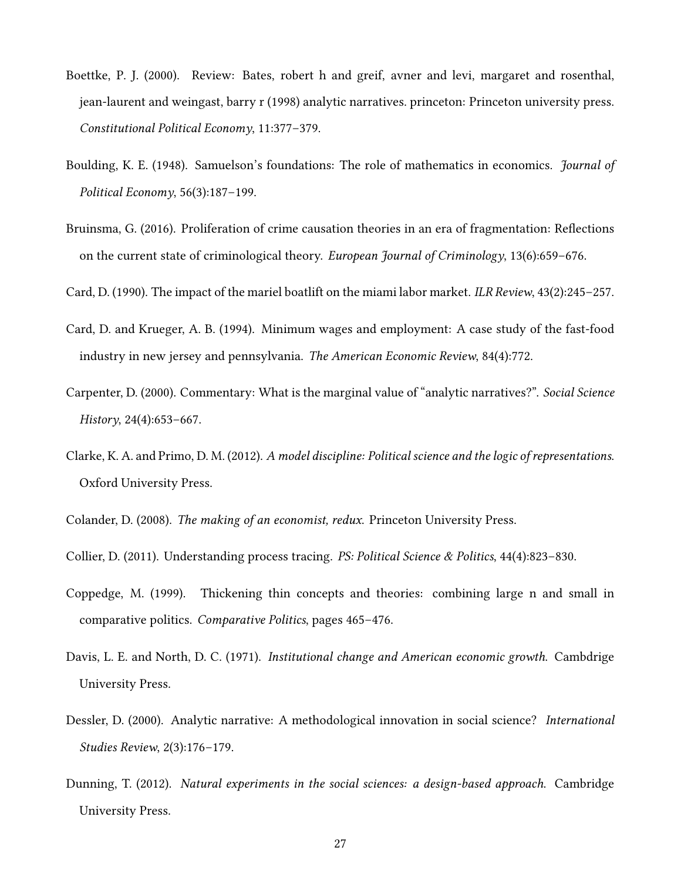Boettke, P. J. (2000). Review: Bates, robert h and greif, avner and levi, margaret and rosenthal, jean-laurent and weingast, barry r (1998) analytic narratives. princeton: Princeton university press. *Constitutional Political Economy*, 11:377–379.

Boulding, K. E. (1948). Samuelson's foundations: The role of mathematics in economics. *Journal of Political Economy*, 56(3):187–199.

Bruinsma, G. (2016). Proliferation of crime causation theories in an era of fragmentation: Reflections on the current state of criminological theory. *European Journal of Criminology*, 13(6):659–676.

Card, D. (1990). The impact of the mariel boatlift on the miami labor market. *ILR Review*, 43(2):245–257.

Card, D. and Krueger, A. B. (1994). Minimum wages and employment: A case study of the fast-food industry in new jersey and pennsylvania. *The American Economic Review*, 84(4):772.

Carpenter, D. (2000). Commentary: What is the marginal value of "analytic narratives?". *Social Science History*, 24(4):653–667.

Clarke, K. A. and Primo, D. M. (2012). *A model discipline: Political science and the logic of representations.* Oxford University Press.

Colander, D. (2008). *The making of an economist, redux.* Princeton University Press.

Collier, D. (2011). Understanding process tracing. *PS: Political Science & Politics*, 44(4):823–830.

Coppedge, M. (1999). Thickening thin concepts and theories: combining large n and small in comparative politics. *Comparative Politics*, pages 465–476.

Davis, L. E. and North, D. C. (1971). *Institutional change and American economic growth.* Cambdrige University Press.

Dessler, D. (2000). Analytic narrative: A methodological innovation in social science? *International Studies Review*, 2(3):176–179.

Dunning, T. (2012). *Natural experiments in the social sciences: a design-based approach.* Cambridge University Press.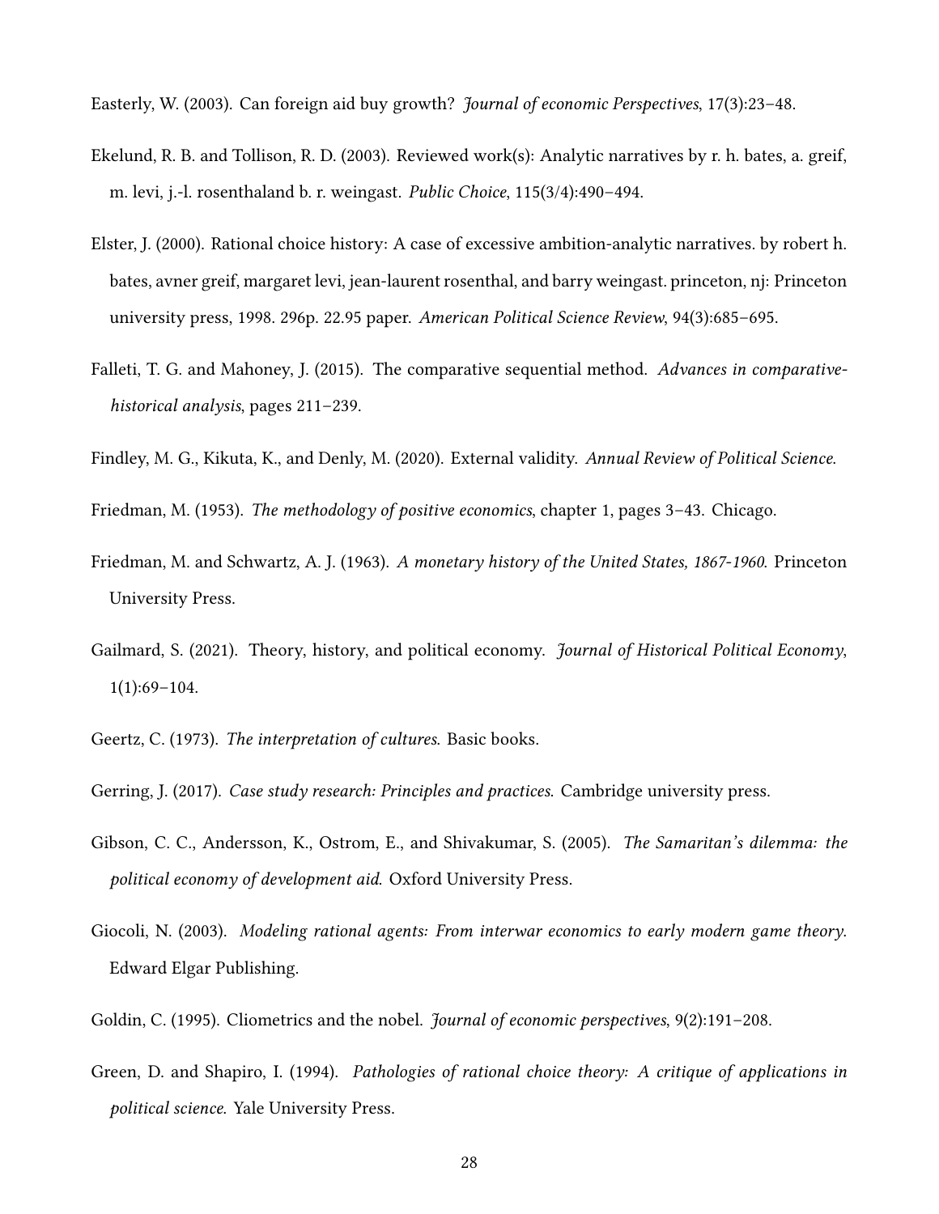Easterly, W. (2003). Can foreign aid buy growth? *Journal of economic Perspectives*, 17(3):23–48.

Ekelund, R. B. and Tollison, R. D. (2003). Reviewed work(s): Analytic narratives by r. h. bates, a. greif, m. levi, j.-l. rosenthaland b. r. weingast. *Public Choice*, 115(3/4):490–494.

Elster, J. (2000). Rational choice history: A case of excessive ambition-analytic narratives. by robert h. bates, avner greif, margaret levi, jean-laurent rosenthal, and barry weingast. princeton, nj: Princeton university press, 1998. 296p. 22.95 paper. *American Political Science Review*, 94(3):685–695.

Falleti, T. G. and Mahoney, J. (2015). The comparative sequential method. *Advances in comparative-historical analysis*, pages 211–239.

Findley, M. G., Kikuta, K., and Denly, M. (2020). External validity. *Annual Review of Political Science*.

Friedman, M. (1953). *The methodology of positive economics*, chapter 1, pages 3–43. Chicago.

Friedman, M. and Schwartz, A. J. (1963). *A monetary history of the United States, 1867-1960*. Princeton University Press.

Gailmard, S. (2021). Theory, history, and political economy. *Journal of Historical Political Economy*, 1(1):69–104.

Geertz, C. (1973). *The interpretation of cultures*. Basic books.

Gerring, J. (2017). *Case study research: Principles and practices*. Cambridge university press.

Gibson, C. C., Andersson, K., Ostrom, E., and Shivakumar, S. (2005). *The Samaritan's dilemma: the political economy of development aid*. Oxford University Press.

Giocoli, N. (2003). *Modeling rational agents: From interwar economics to early modern game theory*. Edward Elgar Publishing.

Goldin, C. (1995). Cliometrics and the nobel. *Journal of economic perspectives*, 9(2):191–208.

Green, D. and Shapiro, I. (1994). *Pathologies of rational choice theory: A critique of applications in political science*. Yale University Press.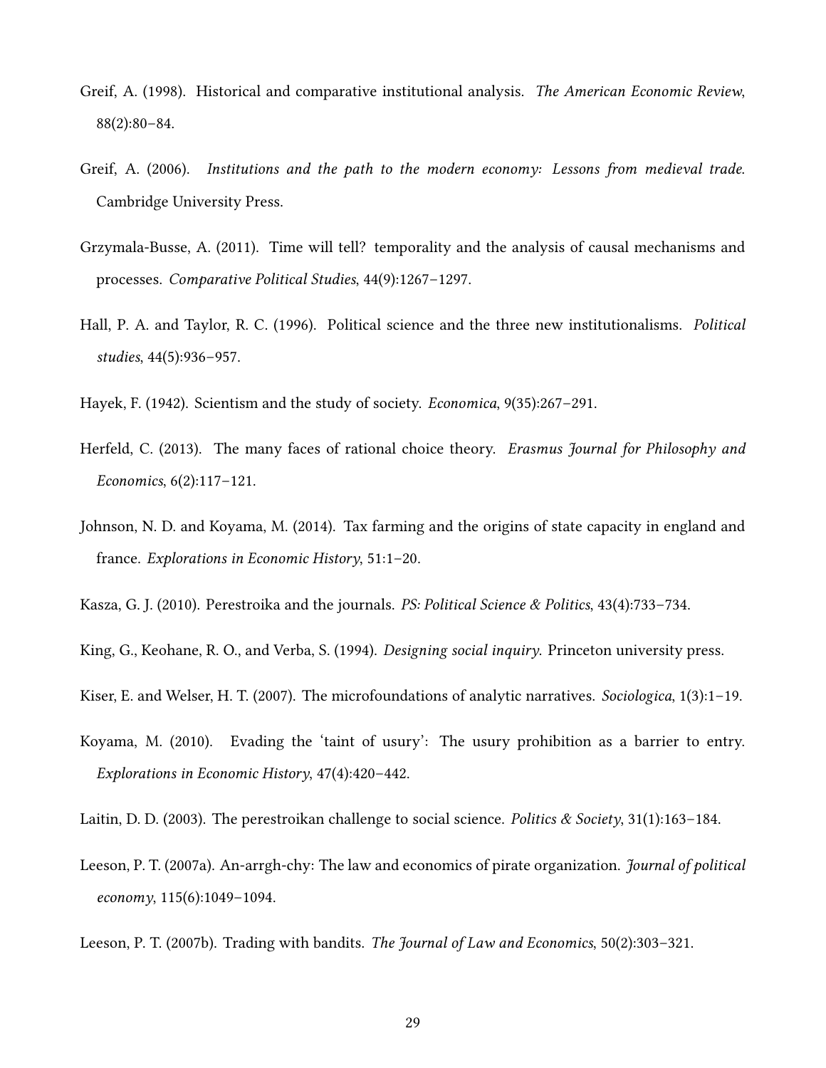Greif, A. (1998). Historical and comparative institutional analysis. *The American Economic Review*, 88(2):80–84.

Greif, A. (2006). *Institutions and the path to the modern economy: Lessons from medieval trade.* Cambridge University Press.

Grzymala-Busse, A. (2011). Time will tell? temporality and the analysis of causal mechanisms and processes. *Comparative Political Studies*, 44(9):1267–1297.

Hall, P. A. and Taylor, R. C. (1996). Political science and the three new institutionalisms. *Political studies*, 44(5):936–957.

Hayek, F. (1942). Scientism and the study of society. *Economica*, 9(35):267–291.

Herfeld, C. (2013). The many faces of rational choice theory. *Erasmus Journal for Philosophy and Economics*, 6(2):117–121.

Johnson, N. D. and Koyama, M. (2014). Tax farming and the origins of state capacity in england and france. *Explorations in Economic History*, 51:1–20.

Kasza, G. J. (2010). Perestroika and the journals. *PS: Political Science & Politics*, 43(4):733–734.

King, G., Keohane, R. O., and Verba, S. (1994). *Designing social inquiry*. Princeton university press.

Kiser, E. and Welser, H. T. (2007). The microfoundations of analytic narratives. *Sociologica*, 1(3):1–19.

Koyama, M. (2010). Evading the 'taint of usury': The usury prohibition as a barrier to entry. *Explorations in Economic History*, 47(4):420–442.

Laitin, D. D. (2003). The perestroikan challenge to social science. *Politics & Society*, 31(1):163–184.

Leeson, P. T. (2007a). An-arrgh-chy: The law and economics of pirate organization. *Journal of political economy*, 115(6):1049–1094.

Leeson, P. T. (2007b). Trading with bandits. *The Journal of Law and Economics*, 50(2):303–321.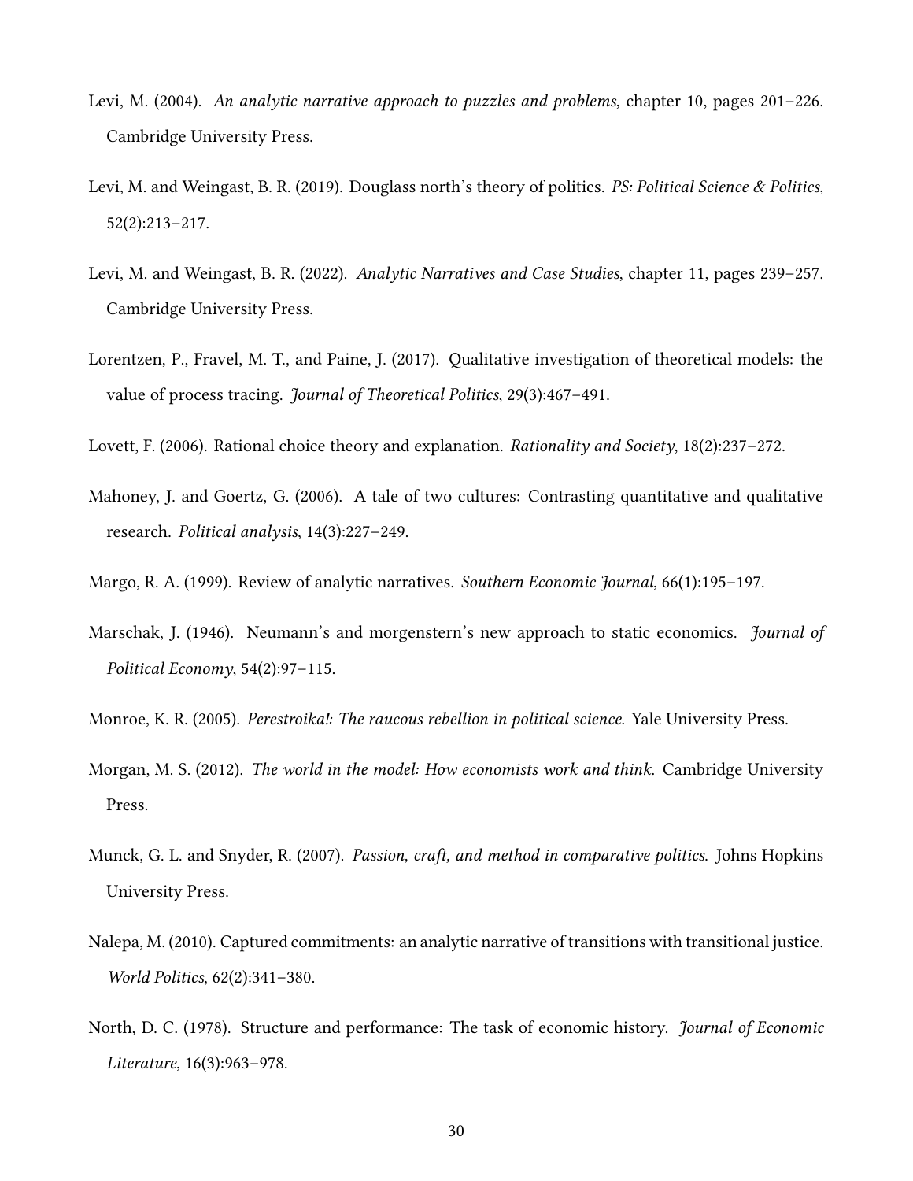Levi, M. (2004). *An analytic narrative approach to puzzles and problems*, chapter 10, pages 201–226. Cambridge University Press.

Levi, M. and Weingast, B. R. (2019). Douglass north's theory of politics. *PS: Political Science & Politics*, 52(2):213–217.

Levi, M. and Weingast, B. R. (2022). *Analytic Narratives and Case Studies*, chapter 11, pages 239–257. Cambridge University Press.

Lorentzen, P., Fravel, M. T., and Paine, J. (2017). Qualitative investigation of theoretical models: the value of process tracing. *Journal of Theoretical Politics*, 29(3):467–491.

Lovett, F. (2006). Rational choice theory and explanation. *Rationality and Society*, 18(2):237–272.

Mahoney, J. and Goertz, G. (2006). A tale of two cultures: Contrasting quantitative and qualitative research. *Political analysis*, 14(3):227–249.

Margo, R. A. (1999). Review of analytic narratives. *Southern Economic Journal*, 66(1):195–197.

Marschak, J. (1946). Neumann's and morgenstern's new approach to static economics. *Journal of Political Economy*, 54(2):97–115.

Monroe, K. R. (2005). *Perestroika!: The raucous rebellion in political science*. Yale University Press.

Morgan, M. S. (2012). *The world in the model: How economists work and think*. Cambridge University Press.

Munck, G. L. and Snyder, R. (2007). *Passion, craft, and method in comparative politics*. Johns Hopkins University Press.

Nalepa, M. (2010). Captured commitments: an analytic narrative of transitions with transitional justice. *World Politics*, 62(2):341–380.

North, D. C. (1978). Structure and performance: The task of economic history. *Journal of Economic Literature*, 16(3):963–978.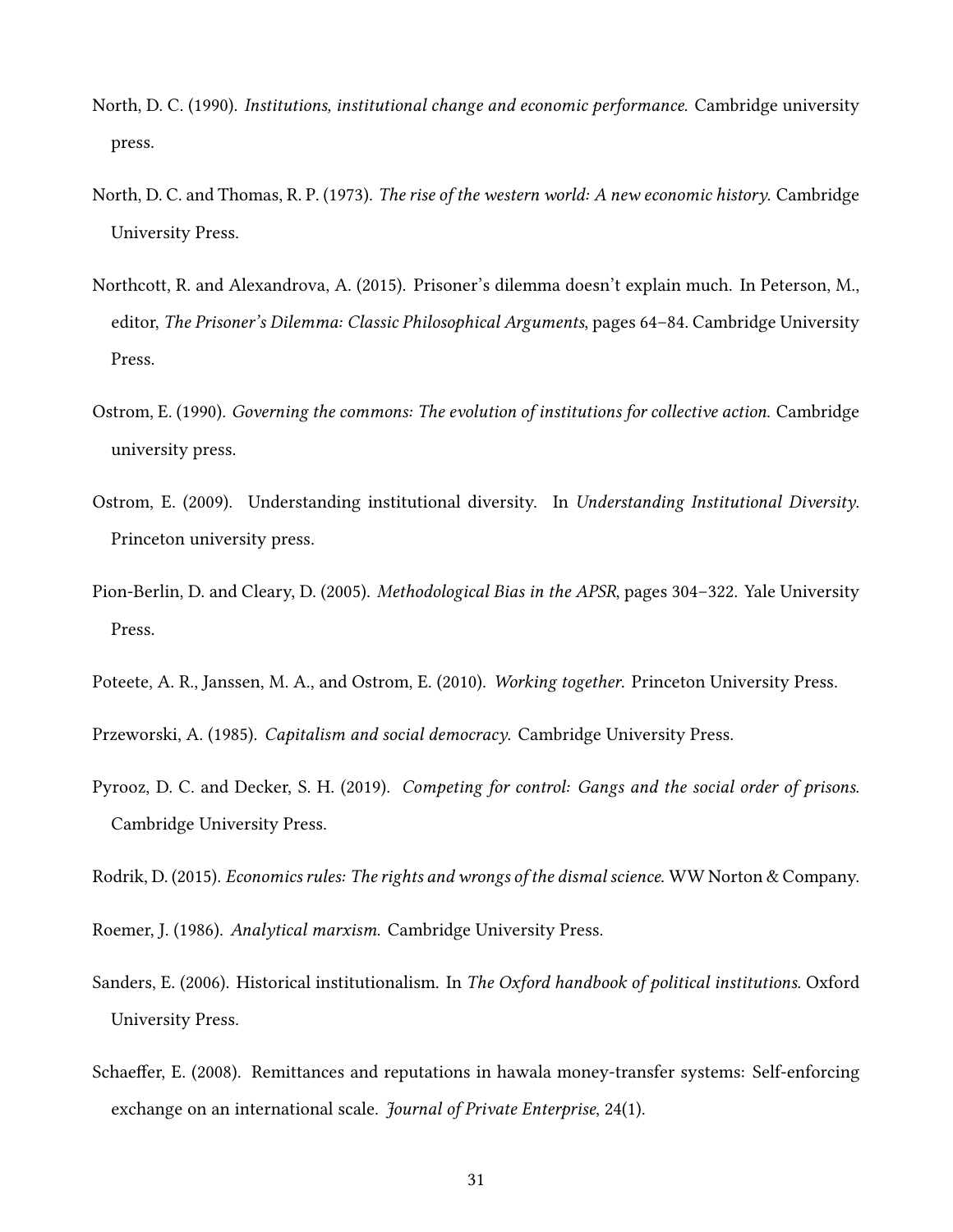North, D. C. (1990). *Institutions, institutional change and economic performance*. Cambridge university press.

North, D. C. and Thomas, R. P. (1973). *The rise of the western world: A new economic history*. Cambridge University Press.

Northcott, R. and Alexandrova, A. (2015). Prisoner's dilemma doesn't explain much. In Peterson, M., editor, *The Prisoner's Dilemma: Classic Philosophical Arguments*, pages 64–84. Cambridge University Press.

Ostrom, E. (1990). *Governing the commons: The evolution of institutions for collective action*. Cambridge university press.

Ostrom, E. (2009). Understanding institutional diversity. In *Understanding Institutional Diversity*. Princeton university press.

Pion-Berlin, D. and Cleary, D. (2005). *Methodological Bias in the APSR*, pages 304–322. Yale University Press.

Poteete, A. R., Janssen, M. A., and Ostrom, E. (2010). *Working together*. Princeton University Press.

Przeworski, A. (1985). *Capitalism and social democracy*. Cambridge University Press.

Pyrooz, D. C. and Decker, S. H. (2019). *Competing for control: Gangs and the social order of prisons*. Cambridge University Press.

Rodrik, D. (2015). *Economics rules: The rights and wrongs of the dismal science*. WW Norton & Company.

Roemer, J. (1986). *Analytical marxism*. Cambridge University Press.

Sanders, E. (2006). Historical institutionalism. In *The Oxford handbook of political institutions*. Oxford University Press.

Schaeffer, E. (2008). Remittances and reputations in hawala money-transfer systems: Self-enforcing exchange on an international scale. *Journal of Private Enterprise*, 24(1).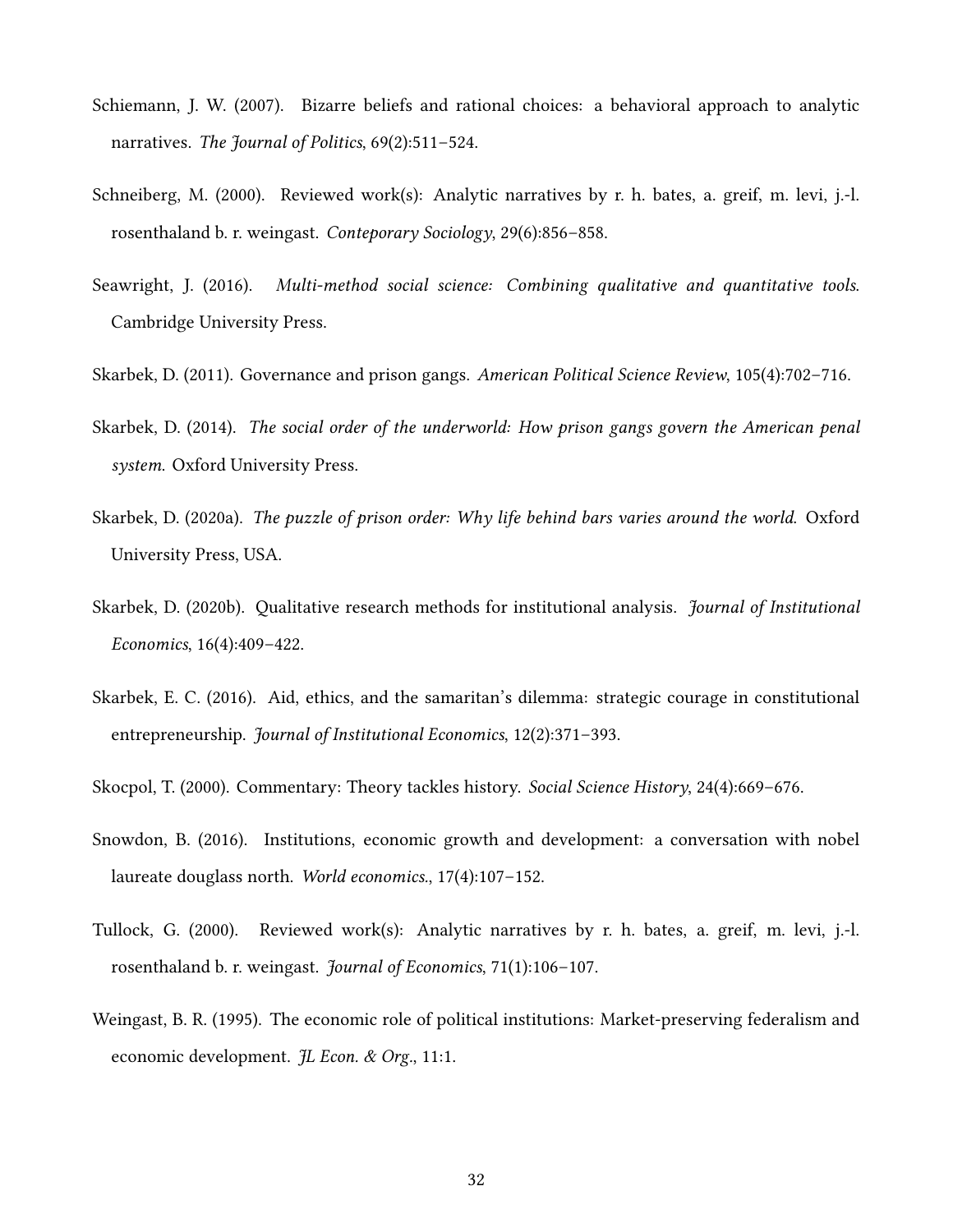Schiemann, J. W. (2007). Bizarre beliefs and rational choices: a behavioral approach to analytic narratives. *The Journal of Politics*, 69(2):511–524.

Schneiberg, M. (2000). Reviewed work(s): Analytic narratives by r. h. bates, a. greif, m. levi, j.-l. rosenthaland b. r. weingast. *Conteporary Sociology*, 29(6):856–858.

Seawright, J. (2016). *Multi-method social science: Combining qualitative and quantitative tools*. Cambridge University Press.

Skarbek, D. (2011). Governance and prison gangs. *American Political Science Review*, 105(4):702–716.

Skarbek, D. (2014). *The social order of the underworld: How prison gangs govern the American penal system*. Oxford University Press.

Skarbek, D. (2020a). *The puzzle of prison order: Why life behind bars varies around the world*. Oxford University Press, USA.

Skarbek, D. (2020b). Qualitative research methods for institutional analysis. *Journal of Institutional Economics*, 16(4):409–422.

Skarbek, E. C. (2016). Aid, ethics, and the samaritan's dilemma: strategic courage in constitutional entrepreneurship. *Journal of Institutional Economics*, 12(2):371–393.

Skocpol, T. (2000). Commentary: Theory tackles history. *Social Science History*, 24(4):669–676.

Snowdon, B. (2016). Institutions, economic growth and development: a conversation with nobel laureate douglass north. *World economics.*, 17(4):107–152.

Tullock, G. (2000). Reviewed work(s): Analytic narratives by r. h. bates, a. greif, m. levi, j.-l. rosenthaland b. r. weingast. *Journal of Economics*, 71(1):106–107.

Weingast, B. R. (1995). The economic role of political institutions: Market-preserving federalism and economic development. *JL Econ. & Org.*, 11:1.